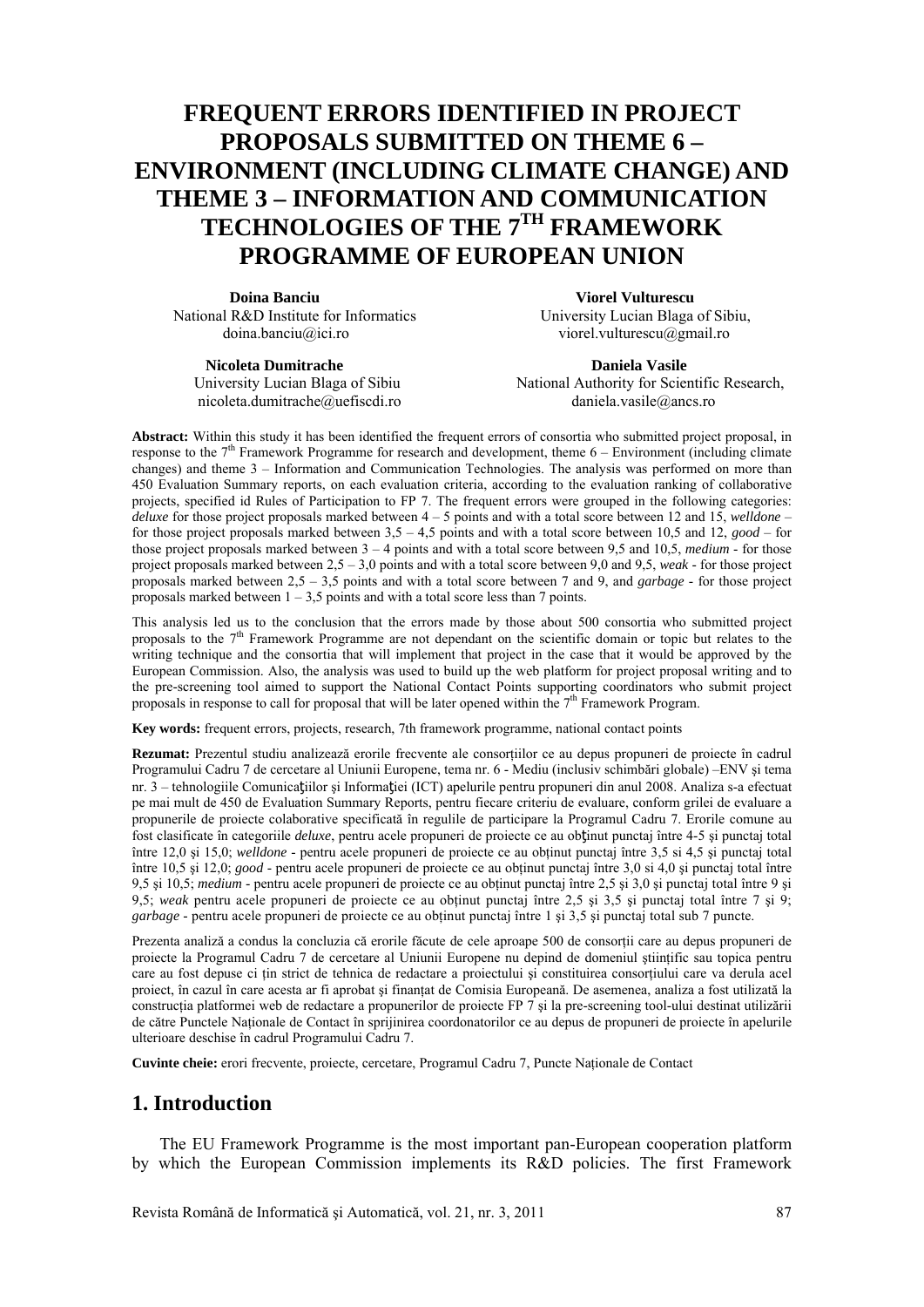# FREQUENT ERRORS IDENTIFIED IN PROJECT PROPOSALS SUBMITTED ON THEME 6 – ENVIRONMENT (INCLUDING CLIMATE CHANGE) AND THEME 3 – INFORMATION AND COMMUNICATION TECHNOLOGIES OF THE 7TH FRAMEWORK PROGRAMME OF EUROPEAN UNION

**Doina Banciu**
National R&D Institute for Informatics
doina.banciu@ici.ro

**Viorel Vulturescu**
University Lucian Blaga of Sibiu,
viorel.vulturescu@gmail.ro

**Nicoleta Dumitrache**
University Lucian Blaga of Sibiu
nicoleta.dumitrache@uefiscdi.ro

**Daniela Vasile**
National Authority for Scientific Research,
daniela.vasile@ancs.ro

**Abstract:** Within this study it has been identified the frequent errors of consortia who submitted project proposal, in response to the 7th Framework Programme for research and development, theme 6 – Environment (including climate changes) and theme 3 – Information and Communication Technologies. The analysis was performed on more than 450 Evaluation Summary reports, on each evaluation criteria, according to the evaluation ranking of collaborative projects, specified id Rules of Participation to FP 7. The frequent errors were grouped in the following categories: *deluxe* for those project proposals marked between 4 – 5 points and with a total score between 12 and 15, *welldone* – for those project proposals marked between 3,5 – 4,5 points and with a total score between 10,5 and 12, *good* – for those project proposals marked between 3 – 4 points and with a total score between 9,5 and 10,5, *medium* - for those project proposals marked between 2,5 – 3,0 points and with a total score between 9,0 and 9,5, *weak* - for those project proposals marked between 2,5 – 3,5 points and with a total score between 7 and 9, and *garbage* - for those project proposals marked between 1 – 3,5 points and with a total score less than 7 points.

This analysis led us to the conclusion that the errors made by those about 500 consortia who submitted project proposals to the 7th Framework Programme are not dependant on the scientific domain or topic but relates to the writing technique and the consortia that will implement that project in the case that it would be approved by the European Commission. Also, the analysis was used to build up the web platform for project proposal writing and to the pre-screening tool aimed to support the National Contact Points supporting coordinators who submit project proposals in response to call for proposal that will be later opened within the 7th Framework Program.

**Key words:** frequent errors, projects, research, 7th framework programme, national contact points

**Rezumat:** Prezentul studiu analizează erorile frecvente ale consorţiilor ce au depus propuneri de proiecte în cadrul Programului Cadru 7 de cercetare al Uniunii Europene, tema nr. 6 - Mediu (inclusiv schimbări globale) –ENV şi tema nr. 3 – tehnologiile Comunicaţiilor şi Informaţiei (ICT) apelurile pentru propuneri din anul 2008. Analiza s-a efectuat pe mai mult de 450 de Evaluation Summary Reports, pentru fiecare criteriu de evaluare, conform grilei de evaluare a propunerile de proiecte colaborative specificată în regulile de participare la Programul Cadru 7. Erorile comune au fost clasificate în categoriile *deluxe*, pentru acele propuneri de proiecte ce au obţinut punctaj între 4-5 şi punctaj total între 12,0 şi 15,0; *welldone* - pentru acele propuneri de proiecte ce au obținut punctaj între 3,5 si 4,5 şi punctaj total între 10,5 şi 12,0; *good* - pentru acele propuneri de proiecte ce au obținut punctaj între 3,0 si 4,0 şi punctaj total între 9,5 şi 10,5; *medium* - pentru acele propuneri de proiecte ce au obținut punctaj între 2,5 şi 3,0 şi punctaj total între 9 şi 9,5; *weak* pentru acele propuneri de proiecte ce au obținut punctaj între 2,5 şi 3,5 şi punctaj total între 7 şi 9; *garbage* - pentru acele propuneri de proiecte ce au obținut punctaj între 1 şi 3,5 şi punctaj total sub 7 puncte.

Prezenta analiză a condus la concluzia că erorile făcute de cele aproape 500 de consorții care au depus propuneri de proiecte la Programul Cadru 7 de cercetare al Uniunii Europene nu depind de domeniul științific sau topica pentru care au fost depuse ci țin strict de tehnica de redactare a proiectului şi constituirea consorțiului care va derula acel proiect, în cazul în care acesta ar fi aprobat şi finanțat de Comisia Europeană. De asemenea, analiza a fost utilizată la construcția platformei web de redactare a propunerilor de proiecte FP 7 şi la pre-screening tool-ului destinat utilizării de către Punctele Naționale de Contact în sprijinirea coordonatorilor ce au depus de propuneri de proiecte în apelurile ulterioare deschise în cadrul Programului Cadru 7.

**Cuvinte cheie:** erori frecvente, proiecte, cercetare, Programul Cadru 7, Puncte Naționale de Contact

## 1. Introduction

The EU Framework Programme is the most important pan-European cooperation platform by which the European Commission implements its R&D policies. The first Framework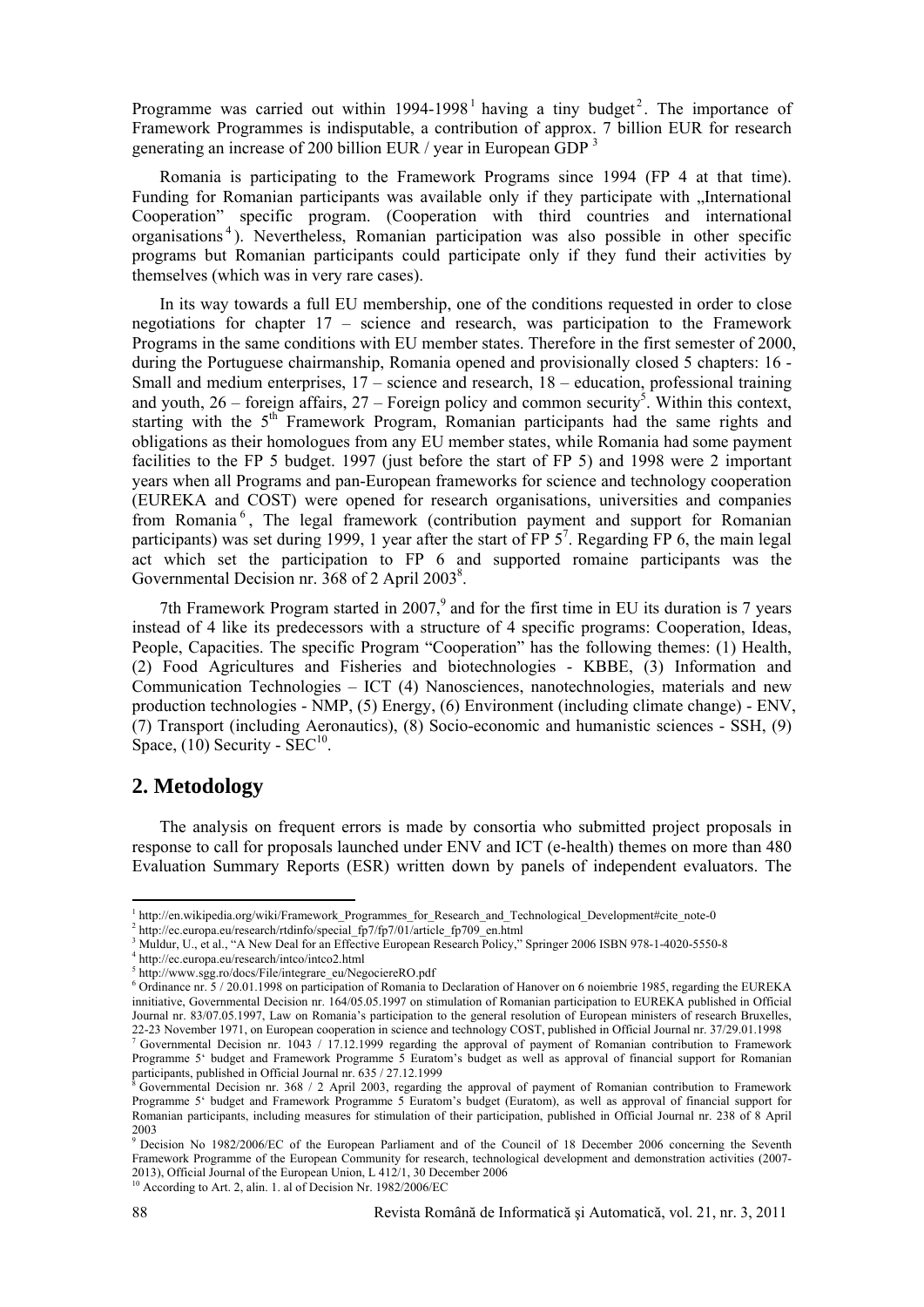Programme was carried out within 1994-1998[1] having a tiny budget[2]. The importance of Framework Programmes is indisputable, a contribution of approx. 7 billion EUR for research generating an increase of 200 billion EUR / year in European GDP [3]

Romania is participating to the Framework Programs since 1994 (FP 4 at that time). Funding for Romanian participants was available only if they participate with „International Cooperation" specific program. (Cooperation with third countries and international organisations[4]). Nevertheless, Romanian participation was also possible in other specific programs but Romanian participants could participate only if they fund their activities by themselves (which was in very rare cases).

In its way towards a full EU membership, one of the conditions requested in order to close negotiations for chapter 17 – science and research, was participation to the Framework Programs in the same conditions with EU member states. Therefore in the first semester of 2000, during the Portuguese chairmanship, Romania opened and provisionally closed 5 chapters: 16 - Small and medium enterprises, 17 – science and research, 18 – education, professional training and youth, 26 – foreign affairs, 27 – Foreign policy and common security[5]. Within this context, starting with the 5th Framework Program, Romanian participants had the same rights and obligations as their homologues from any EU member states, while Romania had some payment facilities to the FP 5 budget. 1997 (just before the start of FP 5) and 1998 were 2 important years when all Programs and pan-European frameworks for science and technology cooperation (EUREKA and COST) were opened for research organisations, universities and companies from Romania[6], The legal framework (contribution payment and support for Romanian participants) was set during 1999, 1 year after the start of FP 5[7]. Regarding FP 6, the main legal act which set the participation to FP 6 and supported romaine participants was the Governmental Decision nr. 368 of 2 April 2003[8].

7th Framework Program started in 2007,[9] and for the first time in EU its duration is 7 years instead of 4 like its predecessors with a structure of 4 specific programs: Cooperation, Ideas, People, Capacities. The specific Program "Cooperation" has the following themes: (1) Health, (2) Food Agricultures and Fisheries and biotechnologies - KBBE, (3) Information and Communication Technologies – ICT (4) Nanosciences, nanotechnologies, materials and new production technologies - NMP, (5) Energy, (6) Environment (including climate change) - ENV, (7) Transport (including Aeronautics), (8) Socio-economic and humanistic sciences - SSH, (9) Space, (10) Security - SEC[10].

## 2. Metodology

The analysis on frequent errors is made by consortia who submitted project proposals in response to call for proposals launched under ENV and ICT (e-health) themes on more than 480 Evaluation Summary Reports (ESR) written down by panels of independent evaluators. The

---

[1] http://en.wikipedia.org/wiki/Framework_Programmes_for_Research_and_Technological_Development#cite_note-0

[2] http://ec.europa.eu/research/rtdinfo/special_fp7/fp7/01/article_fp709_en.html

[3] Muldur, U., et al., "A New Deal for an Effective European Research Policy," Springer 2006 ISBN 978-1-4020-5550-8

[4] http://ec.europa.eu/research/intco/intco2.html

[5] http://www.sgg.ro/docs/File/integrare_eu/NegociereRO.pdf

[6] Ordinance nr. 5 / 20.01.1998 on participation of Romania to Declaration of Hanover on 6 noiembrie 1985, regarding the EUREKA innitiative, Governmental Decision nr. 164/05.05.1997 on stimulation of Romanian participation to EUREKA published in Official Journal nr. 83/07.05.1997, Law on Romania's participation to the general resolution of European ministers of research Bruxelles, 22-23 November 1971, on European cooperation in science and technology COST, published in Official Journal nr. 37/29.01.1998

[7] Governmental Decision nr. 1043 / 17.12.1999 regarding the approval of payment of Romanian contribution to Framework Programme 5' budget and Framework Programme 5 Euratom's budget as well as approval of financial support for Romanian participants, published in Official Journal nr. 635 / 27.12.1999

[8] Governmental Decision nr. 368 / 2 April 2003, regarding the approval of payment of Romanian contribution to Framework Programme 5' budget and Framework Programme 5 Euratom's budget (Euratom), as well as approval of financial support for Romanian participants, including measures for stimulation of their participation, published in Official Journal nr. 238 of 8 April 2003

[9] Decision No 1982/2006/EC of the European Parliament and of the Council of 18 December 2006 concerning the Seventh Framework Programme of the European Community for research, technological development and demonstration activities (2007-2013), Official Journal of the European Union, L 412/1, 30 December 2006

[10] According to Art. 2, alin. 1. al of Decision Nr. 1982/2006/EC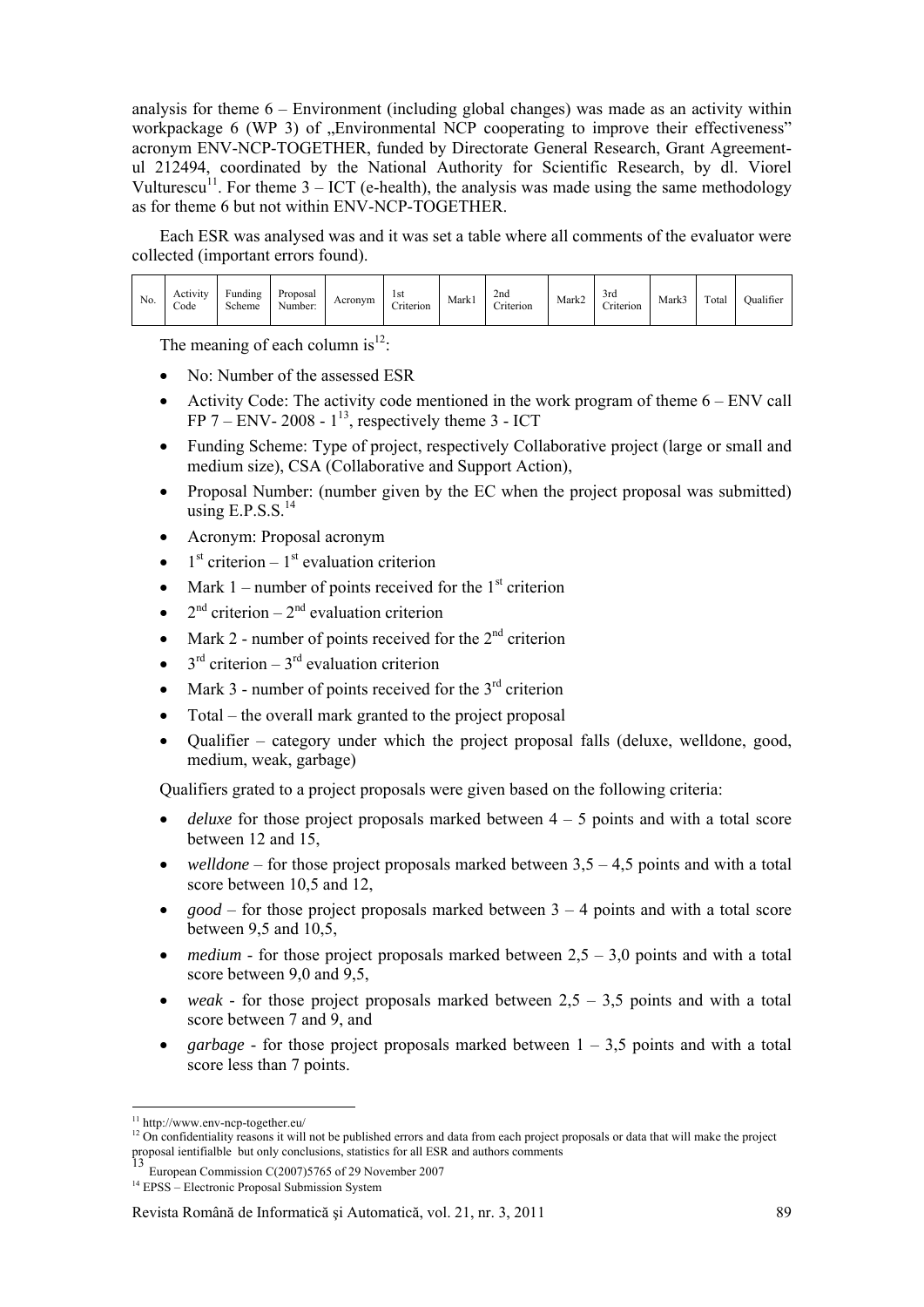analysis for theme 6 – Environment (including global changes) was made as an activity within workpackage 6 (WP 3) of „Environmental NCP cooperating to improve their effectiveness" acronym ENV-NCP-TOGETHER, funded by Directorate General Research, Grant Agreement-ul 212494, coordinated by the National Authority for Scientific Research, by dl. Viorel Vulturescu[11]. For theme 3 – ICT (e-health), the analysis was made using the same methodology as for theme 6 but not within ENV-NCP-TOGETHER.

Each ESR was analysed was and it was set a table where all comments of the evaluator were collected (important errors found).

| No. | Activity Code | Funding Scheme | Proposal Number: | Acronym | 1st Criterion | Mark1 | 2nd Criterion | Mark2 | 3rd Criterion | Mark3 | Total | Qualifier |
|---|---|---|---|---|---|---|---|---|---|---|---|---|

The meaning of each column is[12]:

- No: Number of the assessed ESR
- Activity Code: The activity code mentioned in the work program of theme 6 – ENV call FP 7 – ENV- 2008 - 1[13], respectively theme 3 - ICT
- Funding Scheme: Type of project, respectively Collaborative project (large or small and medium size), CSA (Collaborative and Support Action),
- Proposal Number: (number given by the EC when the project proposal was submitted) using E.P.S.S.[14]
- Acronym: Proposal acronym
- 1st criterion – 1st evaluation criterion
- Mark 1 – number of points received for the 1st criterion
- 2nd criterion – 2nd evaluation criterion
- Mark 2 - number of points received for the 2nd criterion
- 3rd criterion – 3rd evaluation criterion
- Mark 3 - number of points received for the 3rd criterion
- Total – the overall mark granted to the project proposal
- Qualifier – category under which the project proposal falls (deluxe, welldone, good, medium, weak, garbage)

Qualifiers grated to a project proposals were given based on the following criteria:

- *deluxe* for those project proposals marked between 4 – 5 points and with a total score between 12 and 15,
- *welldone* – for those project proposals marked between 3,5 – 4,5 points and with a total score between 10,5 and 12,
- *good* – for those project proposals marked between 3 – 4 points and with a total score between 9,5 and 10,5,
- *medium* - for those project proposals marked between 2,5 – 3,0 points and with a total score between 9,0 and 9,5,
- *weak* - for those project proposals marked between 2,5 – 3,5 points and with a total score between 7 and 9, and
- *garbage* - for those project proposals marked between 1 – 3,5 points and with a total score less than 7 points.

---

[11] http://www.env-ncp-together.eu/

[12] On confidentiality reasons it will not be published errors and data from each project proposals or data that will make the project proposal ientifialble but only conclusions, statistics for all ESR and authors comments

[13] European Commission C(2007)5765 of 29 November 2007

[14] EPSS – Electronic Proposal Submission System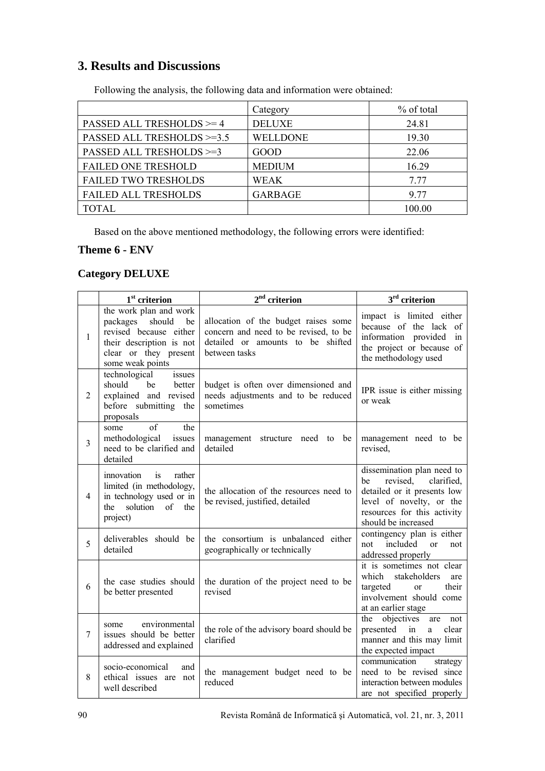## 3. Results and Discussions

Following the analysis, the following data and information were obtained:

| | Category | % of total |
|---|---|---|
| PASSED ALL TRESHOLDS >= 4 | DELUXE | 24.81 |
| PASSED ALL TRESHOLDS >=3.5 | WELLDONE | 19.30 |
| PASSED ALL TRESHOLDS >=3 | GOOD | 22.06 |
| FAILED ONE TRESHOLD | MEDIUM | 16.29 |
| FAILED TWO TRESHOLDS | WEAK | 7.77 |
| FAILED ALL TRESHOLDS | GARBAGE | 9.77 |
| TOTAL | | 100.00 |

Based on the above mentioned methodology, the following errors were identified:

### Theme 6 - ENV

### Category DELUXE

| | 1st criterion | 2nd criterion | 3rd criterion |
|---|---|---|---|
| 1 | the work plan and work packages should be revised because either their description is not clear or they present some weak points | allocation of the budget raises some concern and need to be revised, to be detailed or amounts to be shifted between tasks | impact is limited either because of the lack of information provided in the project or because of the methodology used |
| 2 | technological issues should be better explained and revised before submitting the proposals | budget is often over dimensioned and needs adjustments and to be reduced sometimes | IPR issue is either missing or weak |
| 3 | some of the methodological issues need to be clarified and detailed | management structure need to be detailed | management need to be revised, |
| 4 | innovation is rather limited (in methodology, in technology used or in the solution of the project) | the allocation of the resources need to be revised, justified, detailed | dissemination plan need to be revised, clarified, detailed or it presents low level of novelty, or the resources for this activity should be increased |
| 5 | deliverables should be detailed | the consortium is unbalanced either geographically or technically | contingency plan is either not included or not addressed properly |
| 6 | the case studies should be better presented | the duration of the project need to be revised | it is sometimes not clear which stakeholders are targeted or their involvement should come at an earlier stage |
| 7 | some environmental issues should be better addressed and explained | the role of the advisory board should be clarified | the objectives are not presented in a clear manner and this may limit the expected impact |
| 8 | socio-economical and ethical issues are not well described | the management budget need to be reduced | communication strategy need to be revised since interaction between modules are not specified properly |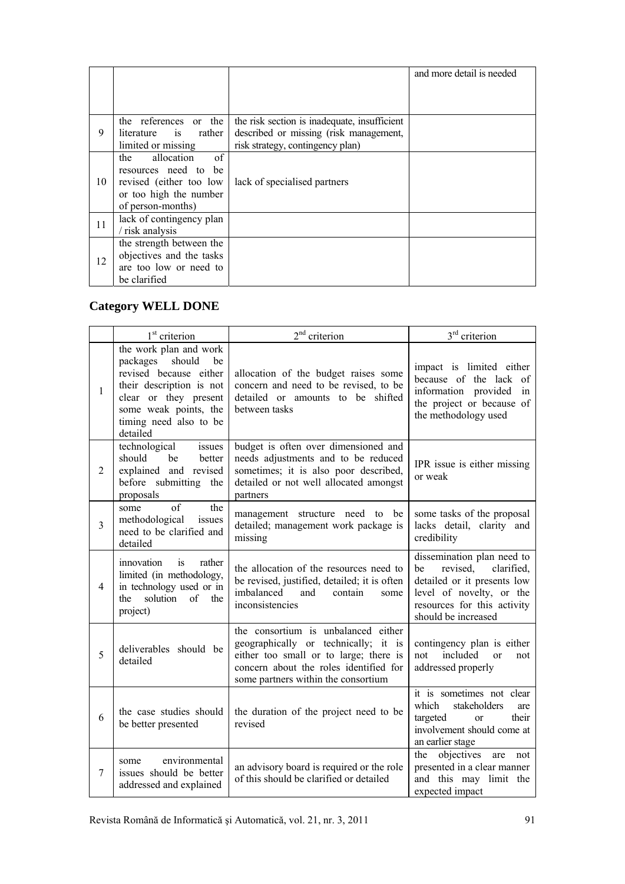| | | | |
|---|---|---|---|
| | | | and more detail is needed |
| 9 | the references or the literature is rather limited or missing | the risk section is inadequate, insufficient described or missing (risk management, risk strategy, contingency plan) | |
| 10 | the allocation of resources need to be revised (either too low or too high the number of person-months) | lack of specialised partners | |
| 11 | lack of contingency plan / risk analysis | | |
| 12 | the strength between the objectives and the tasks are too low or need to be clarified | | |

## Category WELL DONE

| | 1st criterion | 2nd criterion | 3rd criterion |
|---|---|---|---|
| 1 | the work plan and work packages should be revised because either their description is not clear or they present some weak points, the timing need also to be detailed | allocation of the budget raises some concern and need to be revised, to be detailed or amounts to be shifted between tasks | impact is limited either because of the lack of information provided in the project or because of the methodology used |
| 2 | technological issues should be better explained and revised before submitting the proposals | budget is often over dimensioned and needs adjustments and to be reduced sometimes; it is also poor described, detailed or not well allocated amongst partners | IPR issue is either missing or weak |
| 3 | some of the methodological issues need to be clarified and detailed | management structure need to be detailed; management work package is missing | some tasks of the proposal lacks detail, clarity and credibility |
| 4 | innovation is rather limited (in methodology, in technology used or in the solution of the project) | the allocation of the resources need to be revised, justified, detailed; it is often imbalanced and contain some inconsistencies | dissemination plan need to be revised, clarified, detailed or it presents low level of novelty, or the resources for this activity should be increased |
| 5 | deliverables should be detailed | the consortium is unbalanced either geographically or technically; it is either too small or to large; there is concern about the roles identified for some partners within the consortium | contingency plan is either not included or not addressed properly |
| 6 | the case studies should be better presented | the duration of the project need to be revised | it is sometimes not clear which stakeholders are targeted or their involvement should come at an earlier stage |
| 7 | some environmental issues should be better addressed and explained | an advisory board is required or the role of this should be clarified or detailed | the objectives are not presented in a clear manner and this may limit the expected impact |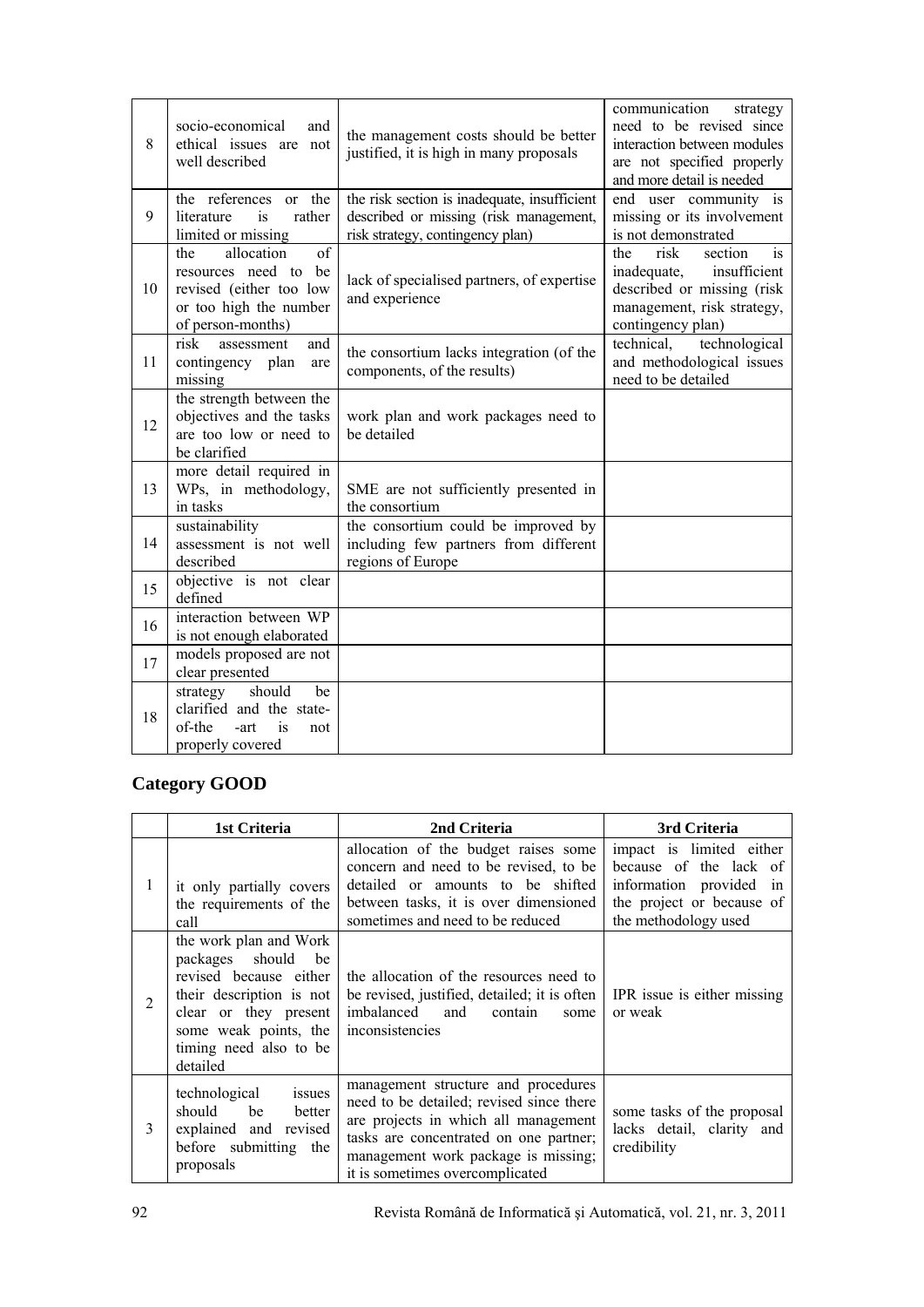| | | | |
|---|---|---|---|
| 8 | socio-economical and ethical issues are not well described | the management costs should be better justified, it is high in many proposals | communication strategy need to be revised since interaction between modules are not specified properly and more detail is needed |
| 9 | the references or the literature is rather limited or missing | the risk section is inadequate, insufficient described or missing (risk management, risk strategy, contingency plan) | end user community is missing or its involvement is not demonstrated |
| 10 | the allocation of resources need to be revised (either too low or too high the number of person-months) | lack of specialised partners, of expertise and experience | the risk section is inadequate, insufficient described or missing (risk management, risk strategy, contingency plan) |
| 11 | risk assessment and contingency plan are missing | the consortium lacks integration (of the components, of the results) | technical, technological and methodological issues need to be detailed |
| 12 | the strength between the objectives and the tasks are too low or need to be clarified | work plan and work packages need to be detailed | |
| 13 | more detail required in WPs, in methodology, in tasks | SME are not sufficiently presented in the consortium | |
| 14 | sustainability assessment is not well described | the consortium could be improved by including few partners from different regions of Europe | |
| 15 | objective is not clear defined | | |
| 16 | interaction between WP is not enough elaborated | | |
| 17 | models proposed are not clear presented | | |
| 18 | strategy should be clarified and the state-of-the -art is not properly covered | | |

## Category GOOD

| | 1st Criteria | 2nd Criteria | 3rd Criteria |
|---|---|---|---|
| 1 | it only partially covers the requirements of the call | allocation of the budget raises some concern and need to be revised, to be detailed or amounts to be shifted between tasks, it is over dimensioned sometimes and need to be reduced | impact is limited either because of the lack of information provided in the project or because of the methodology used |
| 2 | the work plan and Work packages should be revised because either their description is not clear or they present some weak points, the timing need also to be detailed | the allocation of the resources need to be revised, justified, detailed; it is often imbalanced and contain some inconsistencies | IPR issue is either missing or weak |
| 3 | technological issues should be better explained and revised before submitting the proposals | management structure and procedures need to be detailed; revised since there are projects in which all management tasks are concentrated on one partner; management work package is missing; it is sometimes overcomplicated | some tasks of the proposal lacks detail, clarity and credibility |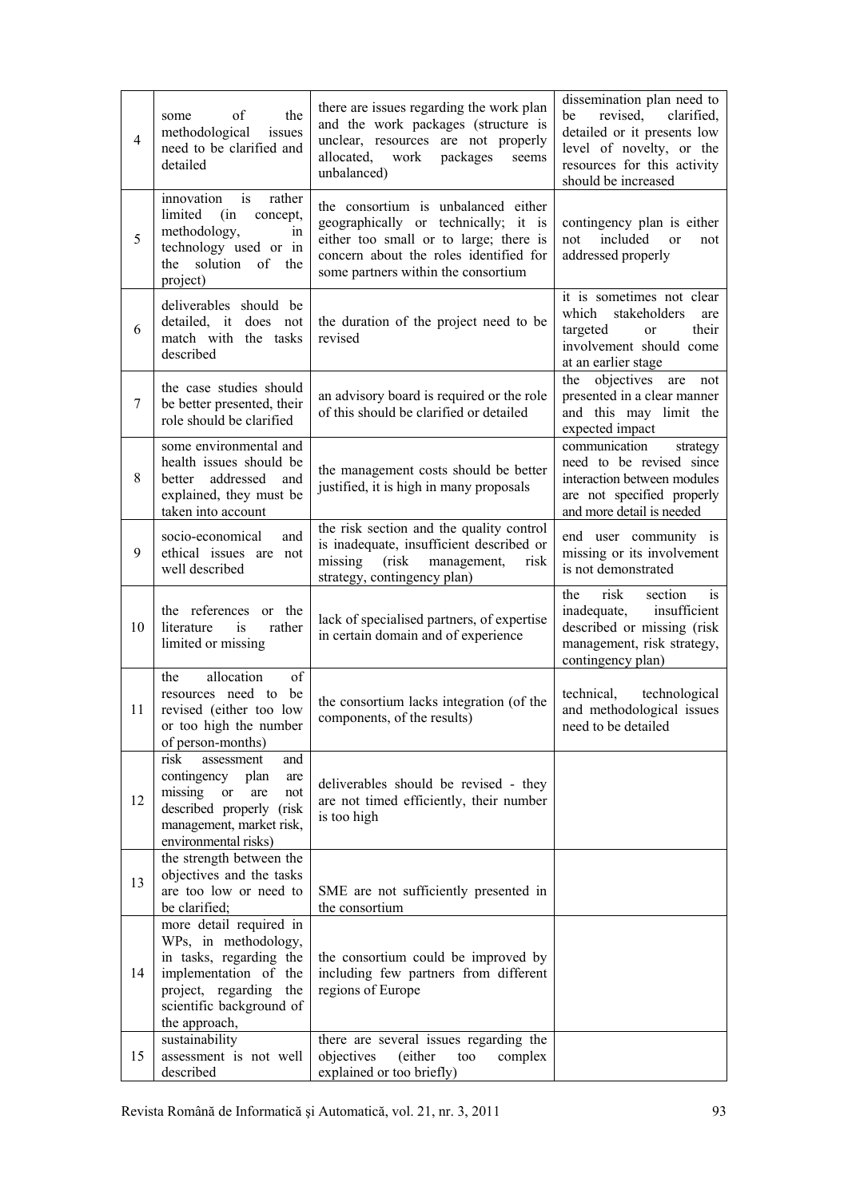| 4 | some of the methodological issues need to be clarified and detailed | there are issues regarding the work plan and the work packages (structure is unclear, resources are not properly allocated, work packages seems unbalanced) | dissemination plan need to be revised, clarified, detailed or it presents low level of novelty, or the resources for this activity should be increased |
|---|---|---|---|
| 5 | innovation is rather limited (in concept, methodology, in technology used or in the solution of the project) | the consortium is unbalanced either geographically or technically; it is either too small or to large; there is concern about the roles identified for some partners within the consortium | contingency plan is either not included or not addressed properly |
| 6 | deliverables should be detailed, it does not match with the tasks described | the duration of the project need to be revised | it is sometimes not clear which stakeholders are targeted or their involvement should come at an earlier stage |
| 7 | the case studies should be better presented, their role should be clarified | an advisory board is required or the role of this should be clarified or detailed | the objectives are not presented in a clear manner and this may limit the expected impact |
| 8 | some environmental and health issues should be better addressed and explained, they must be taken into account | the management costs should be better justified, it is high in many proposals | communication strategy need to be revised since interaction between modules are not specified properly and more detail is needed |
| 9 | socio-economical and ethical issues are not well described | the risk section and the quality control is inadequate, insufficient described or missing (risk management, risk strategy, contingency plan) | end user community is missing or its involvement is not demonstrated |
| 10 | the references or the literature is rather limited or missing | lack of specialised partners, of expertise in certain domain and of experience | the risk section is inadequate, insufficient described or missing (risk management, risk strategy, contingency plan) |
| 11 | the allocation of resources need to be revised (either too low or too high the number of person-months) | the consortium lacks integration (of the components, of the results) | technical, technological and methodological issues need to be detailed |
| 12 | risk assessment and contingency plan are missing or are not described properly (risk management, market risk, environmental risks) | deliverables should be revised - they are not timed efficiently, their number is too high | |
| 13 | the strength between the objectives and the tasks are too low or need to be clarified; | SME are not sufficiently presented in the consortium | |
| 14 | more detail required in WPs, in methodology, in tasks, regarding the implementation of the project, regarding the scientific background of the approach, | the consortium could be improved by including few partners from different regions of Europe | |
| 15 | sustainability assessment is not well described | there are several issues regarding the objectives (either too complex explained or too briefly) | |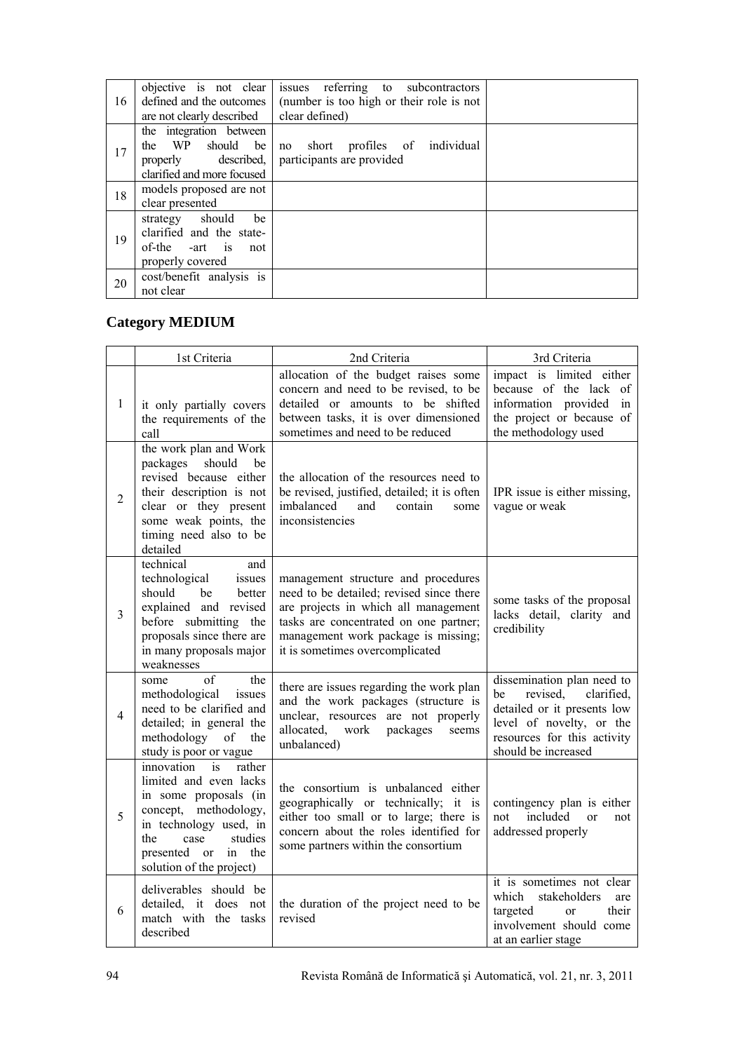| | | | |
|---|---|---|---|
| 16 | objective is not clear defined and the outcomes are not clearly described | issues referring to subcontractors (number is too high or their role is not clear defined) | |
| 17 | the integration between the WP should be properly described, clarified and more focused | no short profiles of individual participants are provided | |
| 18 | models proposed are not clear presented | | |
| 19 | strategy should be clarified and the state-of-the -art is not properly covered | | |
| 20 | cost/benefit analysis is not clear | | |

## Category MEDIUM

| | 1st Criteria | 2nd Criteria | 3rd Criteria |
|---|---|---|---|
| 1 | it only partially covers the requirements of the call | allocation of the budget raises some concern and need to be revised, to be detailed or amounts to be shifted between tasks, it is over dimensioned sometimes and need to be reduced | impact is limited either because of the lack of information provided in the project or because of the methodology used |
| 2 | the work plan and Work packages should be revised because either their description is not clear or they present some weak points, the timing need also to be detailed | the allocation of the resources need to be revised, justified, detailed; it is often imbalanced and contain some inconsistencies | IPR issue is either missing, vague or weak |
| 3 | technical and technological issues should be better explained and revised before submitting the proposals since there are in many proposals major weaknesses | management structure and procedures need to be detailed; revised since there are projects in which all management tasks are concentrated on one partner; management work package is missing; it is sometimes overcomplicated | some tasks of the proposal lacks detail, clarity and credibility |
| 4 | some of the methodological issues need to be clarified and detailed; in general the methodology of the study is poor or vague | there are issues regarding the work plan and the work packages (structure is unclear, resources are not properly allocated, work packages seems unbalanced) | dissemination plan need to be revised, clarified, detailed or it presents low level of novelty, or the resources for this activity should be increased |
| 5 | innovation is rather limited and even lacks in some proposals (in concept, methodology, in technology used, in the case studies presented or in the solution of the project) | the consortium is unbalanced either geographically or technically; it is either too small or to large; there is concern about the roles identified for some partners within the consortium | contingency plan is either not included or not addressed properly |
| 6 | deliverables should be detailed, it does not match with the tasks described | the duration of the project need to be revised | it is sometimes not clear which stakeholders are targeted or their involvement should come at an earlier stage |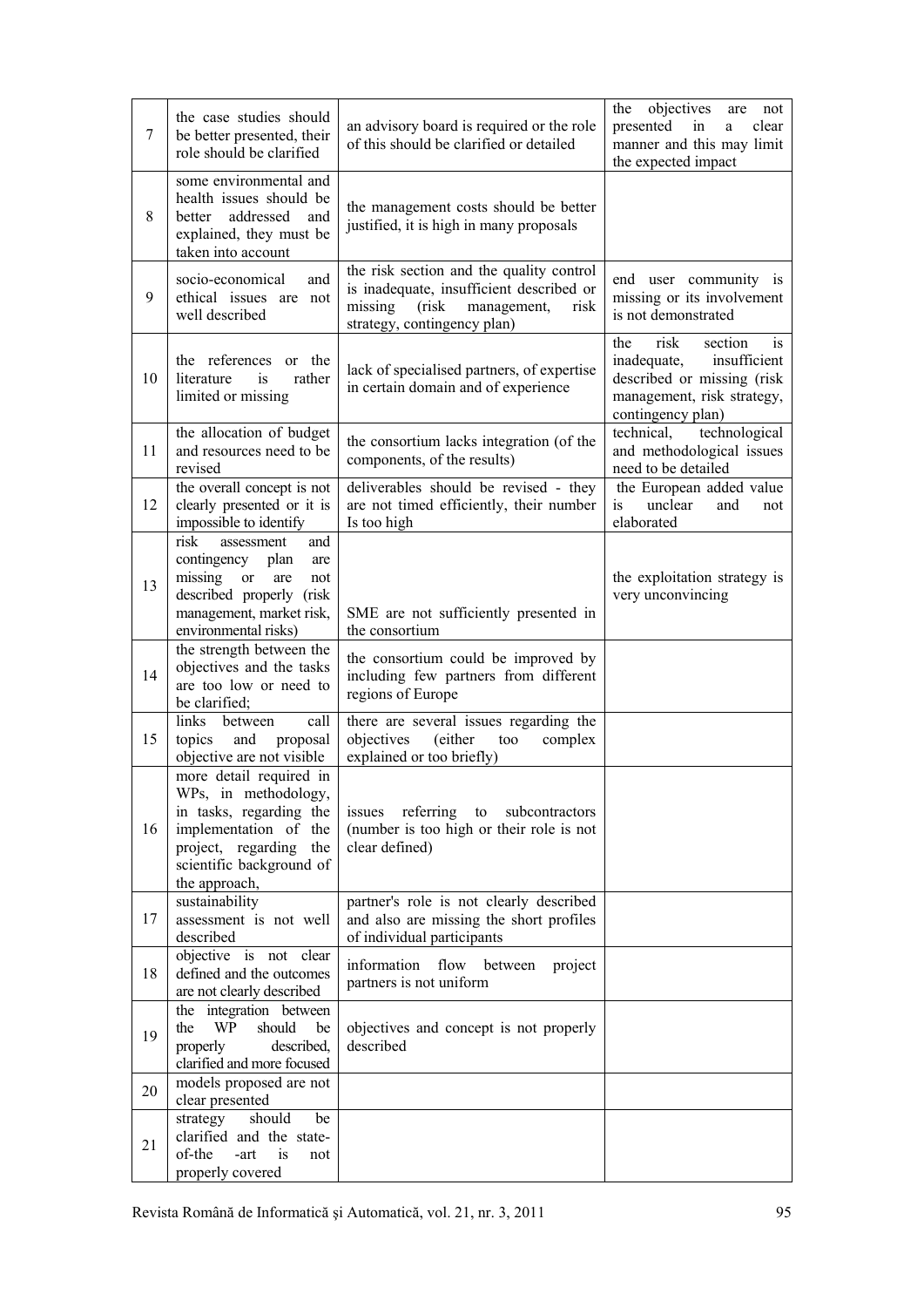| 7 | the case studies should be better presented, their role should be clarified | an advisory board is required or the role of this should be clarified or detailed | the objectives are not presented in a clear manner and this may limit the expected impact |
|---|---|---|---|
| 8 | some environmental and health issues should be better addressed and explained, they must be taken into account | the management costs should be better justified, it is high in many proposals | |
| 9 | socio-economical and ethical issues are not well described | the risk section and the quality control is inadequate, insufficient described or missing (risk management, risk strategy, contingency plan) | end user community is missing or its involvement is not demonstrated |
| 10 | the references or the literature is rather limited or missing | lack of specialised partners, of expertise in certain domain and of experience | the risk section is inadequate, insufficient described or missing (risk management, risk strategy, contingency plan) |
| 11 | the allocation of budget and resources need to be revised | the consortium lacks integration (of the components, of the results) | technical, technological and methodological issues need to be detailed |
| 12 | the overall concept is not clearly presented or it is impossible to identify | deliverables should be revised - they are not timed efficiently, their number Is too high | the European added value is unclear and not elaborated |
| 13 | risk assessment and contingency plan are missing or are not described properly (risk management, market risk, environmental risks) | SME are not sufficiently presented in the consortium | the exploitation strategy is very unconvincing |
| 14 | the strength between the objectives and the tasks are too low or need to be clarified; | the consortium could be improved by including few partners from different regions of Europe | |
| 15 | links between call topics and proposal objective are not visible | there are several issues regarding the objectives (either too complex explained or too briefly) | |
| 16 | more detail required in WPs, in methodology, in tasks, regarding the implementation of the project, regarding the scientific background of the approach, | issues referring to subcontractors (number is too high or their role is not clear defined) | |
| 17 | sustainability assessment is not well described | partner's role is not clearly described and also are missing the short profiles of individual participants | |
| 18 | objective is not clear defined and the outcomes are not clearly described | information flow between project partners is not uniform | |
| 19 | the integration between the WP should be properly described, clarified and more focused | objectives and concept is not properly described | |
| 20 | models proposed are not clear presented | | |
| 21 | strategy should be clarified and the state-of-the -art is not properly covered | | |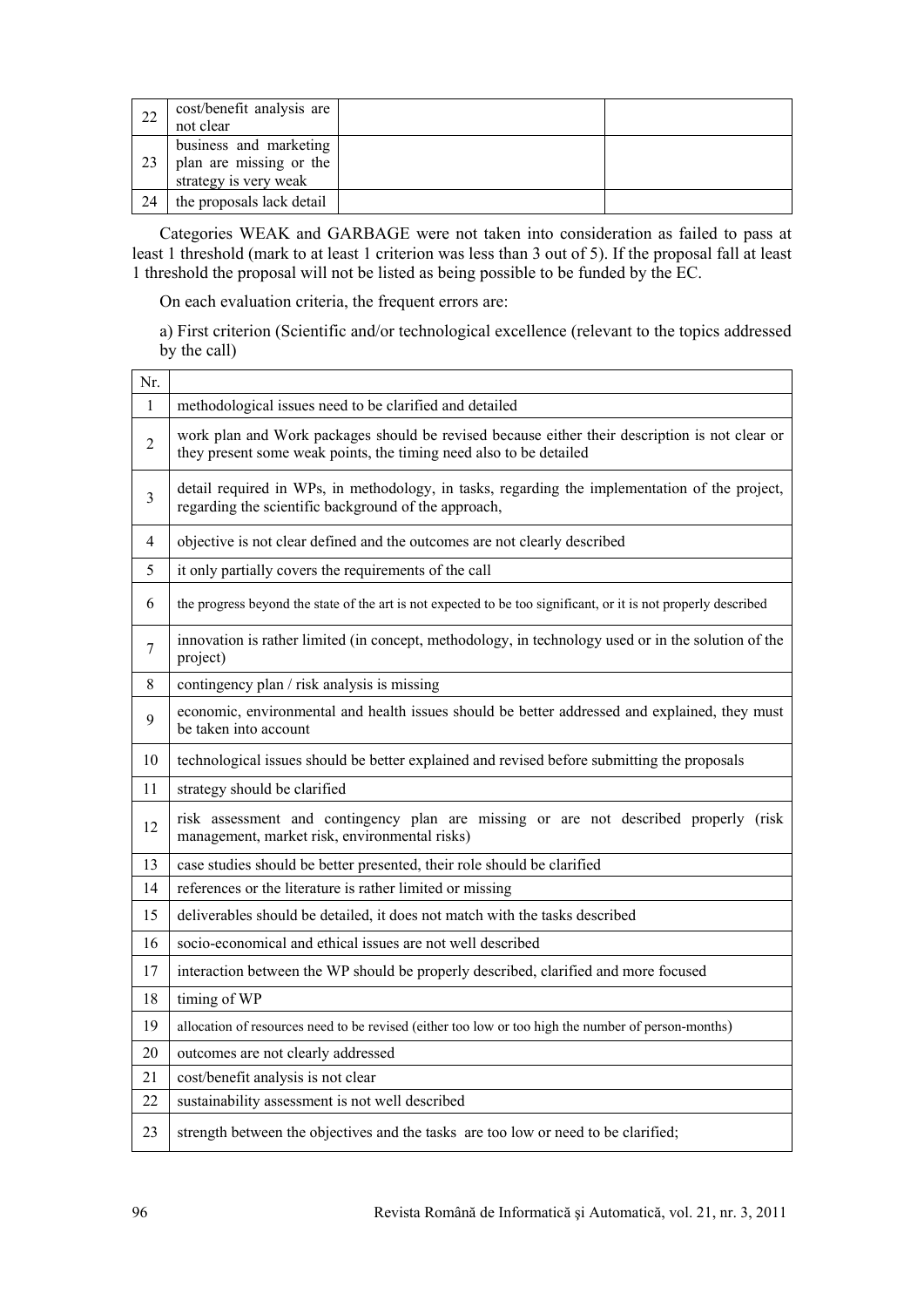| 22 | cost/benefit analysis are not clear | | |
|---|---|---|---|
| 23 | business and marketing plan are missing or the strategy is very weak | | |
| 24 | the proposals lack detail | | |

Categories WEAK and GARBAGE were not taken into consideration as failed to pass at least 1 threshold (mark to at least 1 criterion was less than 3 out of 5). If the proposal fall at least 1 threshold the proposal will not be listed as being possible to be funded by the EC.

On each evaluation criteria, the frequent errors are:

a) First criterion (Scientific and/or technological excellence (relevant to the topics addressed by the call)

| Nr. | |
|---|---|
| 1 | methodological issues need to be clarified and detailed |
| 2 | work plan and Work packages should be revised because either their description is not clear or they present some weak points, the timing need also to be detailed |
| 3 | detail required in WPs, in methodology, in tasks, regarding the implementation of the project, regarding the scientific background of the approach, |
| 4 | objective is not clear defined and the outcomes are not clearly described |
| 5 | it only partially covers the requirements of the call |
| 6 | the progress beyond the state of the art is not expected to be too significant, or it is not properly described |
| 7 | innovation is rather limited (in concept, methodology, in technology used or in the solution of the project) |
| 8 | contingency plan / risk analysis is missing |
| 9 | economic, environmental and health issues should be better addressed and explained, they must be taken into account |
| 10 | technological issues should be better explained and revised before submitting the proposals |
| 11 | strategy should be clarified |
| 12 | risk assessment and contingency plan are missing or are not described properly (risk management, market risk, environmental risks) |
| 13 | case studies should be better presented, their role should be clarified |
| 14 | references or the literature is rather limited or missing |
| 15 | deliverables should be detailed, it does not match with the tasks described |
| 16 | socio-economical and ethical issues are not well described |
| 17 | interaction between the WP should be properly described, clarified and more focused |
| 18 | timing of WP |
| 19 | allocation of resources need to be revised (either too low or too high the number of person-months) |
| 20 | outcomes are not clearly addressed |
| 21 | cost/benefit analysis is not clear |
| 22 | sustainability assessment is not well described |
| 23 | strength between the objectives and the tasks are too low or need to be clarified; |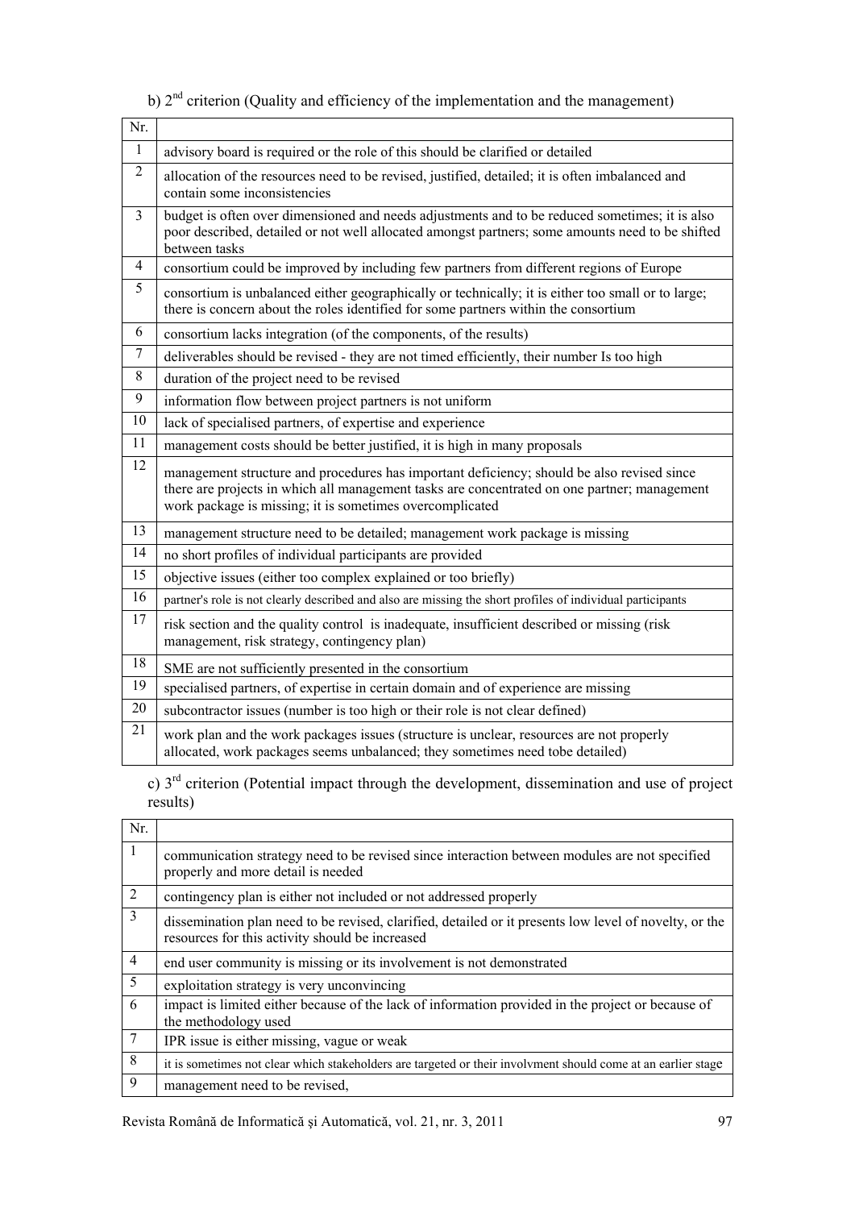b) 2nd criterion (Quality and efficiency of the implementation and the management)

| Nr. | |
|---|---|
| 1 | advisory board is required or the role of this should be clarified or detailed |
| 2 | allocation of the resources need to be revised, justified, detailed; it is often imbalanced and contain some inconsistencies |
| 3 | budget is often over dimensioned and needs adjustments and to be reduced sometimes; it is also poor described, detailed or not well allocated amongst partners; some amounts need to be shifted between tasks |
| 4 | consortium could be improved by including few partners from different regions of Europe |
| 5 | consortium is unbalanced either geographically or technically; it is either too small or to large; there is concern about the roles identified for some partners within the consortium |
| 6 | consortium lacks integration (of the components, of the results) |
| 7 | deliverables should be revised - they are not timed efficiently, their number Is too high |
| 8 | duration of the project need to be revised |
| 9 | information flow between project partners is not uniform |
| 10 | lack of specialised partners, of expertise and experience |
| 11 | management costs should be better justified, it is high in many proposals |
| 12 | management structure and procedures has important deficiency; should be also revised since there are projects in which all management tasks are concentrated on one partner; management work package is missing; it is sometimes overcomplicated |
| 13 | management structure need to be detailed; management work package is missing |
| 14 | no short profiles of individual participants are provided |
| 15 | objective issues (either too complex explained or too briefly) |
| 16 | partner's role is not clearly described and also are missing the short profiles of individual participants |
| 17 | risk section and the quality control is inadequate, insufficient described or missing (risk management, risk strategy, contingency plan) |
| 18 | SME are not sufficiently presented in the consortium |
| 19 | specialised partners, of expertise in certain domain and of experience are missing |
| 20 | subcontractor issues (number is too high or their role is not clear defined) |
| 21 | work plan and the work packages issues (structure is unclear, resources are not properly allocated, work packages seems unbalanced; they sometimes need tobe detailed) |

c) 3rd criterion (Potential impact through the development, dissemination and use of project results)

| Nr. | |
|---|---|
| 1 | communication strategy need to be revised since interaction between modules are not specified properly and more detail is needed |
| 2 | contingency plan is either not included or not addressed properly |
| 3 | dissemination plan need to be revised, clarified, detailed or it presents low level of novelty, or the resources for this activity should be increased |
| 4 | end user community is missing or its involvement is not demonstrated |
| 5 | exploitation strategy is very unconvincing |
| 6 | impact is limited either because of the lack of information provided in the project or because of the methodology used |
| 7 | IPR issue is either missing, vague or weak |
| 8 | it is sometimes not clear which stakeholders are targeted or their involvment should come at an earlier stage |
| 9 | management need to be revised, |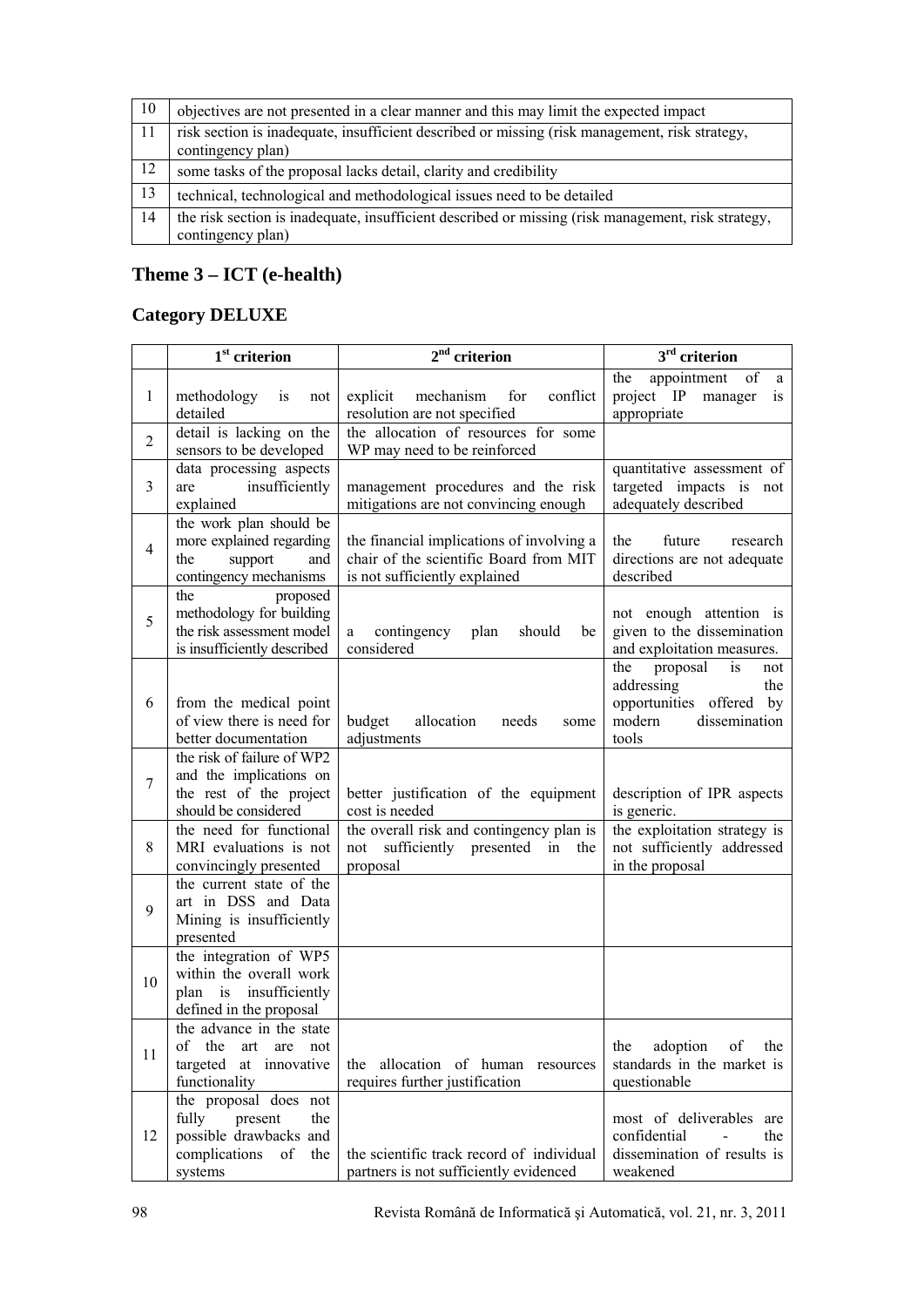| 10 | objectives are not presented in a clear manner and this may limit the expected impact |
|---|---|
| 11 | risk section is inadequate, insufficient described or missing (risk management, risk strategy, contingency plan) |
| 12 | some tasks of the proposal lacks detail, clarity and credibility |
| 13 | technical, technological and methodological issues need to be detailed |
| 14 | the risk section is inadequate, insufficient described or missing (risk management, risk strategy, contingency plan) |

## Theme 3 – ICT (e-health)

## Category DELUXE

| | 1st criterion | 2nd criterion | 3rd criterion |
|---|---|---|---|
| 1 | methodology is not detailed | explicit mechanism for conflict resolution are not specified | the appointment of a project IP manager is appropriate |
| 2 | detail is lacking on the sensors to be developed | the allocation of resources for some WP may need to be reinforced | |
| 3 | data processing aspects are insufficiently explained | management procedures and the risk mitigations are not convincing enough | quantitative assessment of targeted impacts is not adequately described |
| 4 | the work plan should be more explained regarding the support and contingency mechanisms | the financial implications of involving a chair of the scientific Board from MIT is not sufficiently explained | the future research directions are not adequate described |
| 5 | the proposed methodology for building the risk assessment model is insufficiently described | a contingency plan should be considered | not enough attention is given to the dissemination and exploitation measures. |
| 6 | from the medical point of view there is need for better documentation | budget allocation needs some adjustments | the proposal is not addressing the opportunities offered by modern dissemination tools |
| 7 | the risk of failure of WP2 and the implications on the rest of the project should be considered | better justification of the equipment cost is needed | description of IPR aspects is generic. |
| 8 | the need for functional MRI evaluations is not convincingly presented | the overall risk and contingency plan is not sufficiently presented in the proposal | the exploitation strategy is not sufficiently addressed in the proposal |
| 9 | the current state of the art in DSS and Data Mining is insufficiently presented | | |
| 10 | the integration of WP5 within the overall work plan is insufficiently defined in the proposal | | |
| 11 | the advance in the state of the art are not targeted at innovative functionality | the allocation of human resources requires further justification | the adoption of the standards in the market is questionable |
| 12 | the proposal does not fully present the possible drawbacks and complications of the systems | the scientific track record of individual partners is not sufficiently evidenced | most of deliverables are confidential - the dissemination of results is weakened |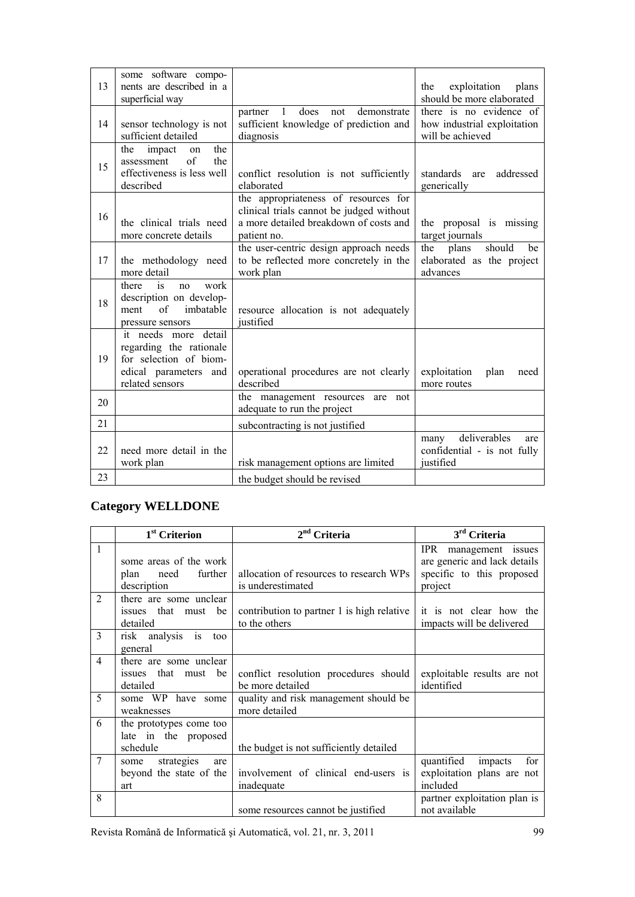| | | | |
|---|---|---|---|
| 13 | some software components are described in a superficial way | | the exploitation plans should be more elaborated |
| 14 | sensor technology is not sufficient detailed | partner 1 does not demonstrate sufficient knowledge of prediction and diagnosis | there is no evidence of how industrial exploitation will be achieved |
| 15 | the impact on the assessment of the effectiveness is less well described | conflict resolution is not sufficiently elaborated | standards are addressed generically |
| 16 | the clinical trials need more concrete details | the appropriateness of resources for clinical trials cannot be judged without a more detailed breakdown of costs and patient no. | the proposal is missing target journals |
| 17 | the methodology need more detail | the user-centric design approach needs to be reflected more concretely in the work plan | the plans should be elaborated as the project advances |
| 18 | there is no work description on development of imbatable pressure sensors | resource allocation is not adequately justified | |
| 19 | it needs more detail regarding the rationale for selection of biomedical parameters and related sensors | operational procedures are not clearly described | exploitation plan need more routes |
| 20 | | the management resources are not adequate to run the project | |
| 21 | | subcontracting is not justified | |
| 22 | need more detail in the work plan | risk management options are limited | many deliverables are confidential - is not fully justified |
| 23 | | the budget should be revised | |

## Category WELLDONE

| | 1st Criterion | 2nd Criteria | 3rd Criteria |
|---|---|---|---|
| 1 | some areas of the work plan need further description | allocation of resources to research WPs is underestimated | IPR management issues are generic and lack details specific to this proposed project |
| 2 | there are some unclear issues that must be detailed | contribution to partner 1 is high relative to the others | it is not clear how the impacts will be delivered |
| 3 | risk analysis is too general | | |
| 4 | there are some unclear issues that must be detailed | conflict resolution procedures should be more detailed | exploitable results are not identified |
| 5 | some WP have some weaknesses | quality and risk management should be more detailed | |
| 6 | the prototypes come too late in the proposed schedule | the budget is not sufficiently detailed | |
| 7 | some strategies are beyond the state of the art | involvement of clinical end-users is inadequate | quantified impacts for exploitation plans are not included |
| 8 | | some resources cannot be justified | partner exploitation plan is not available |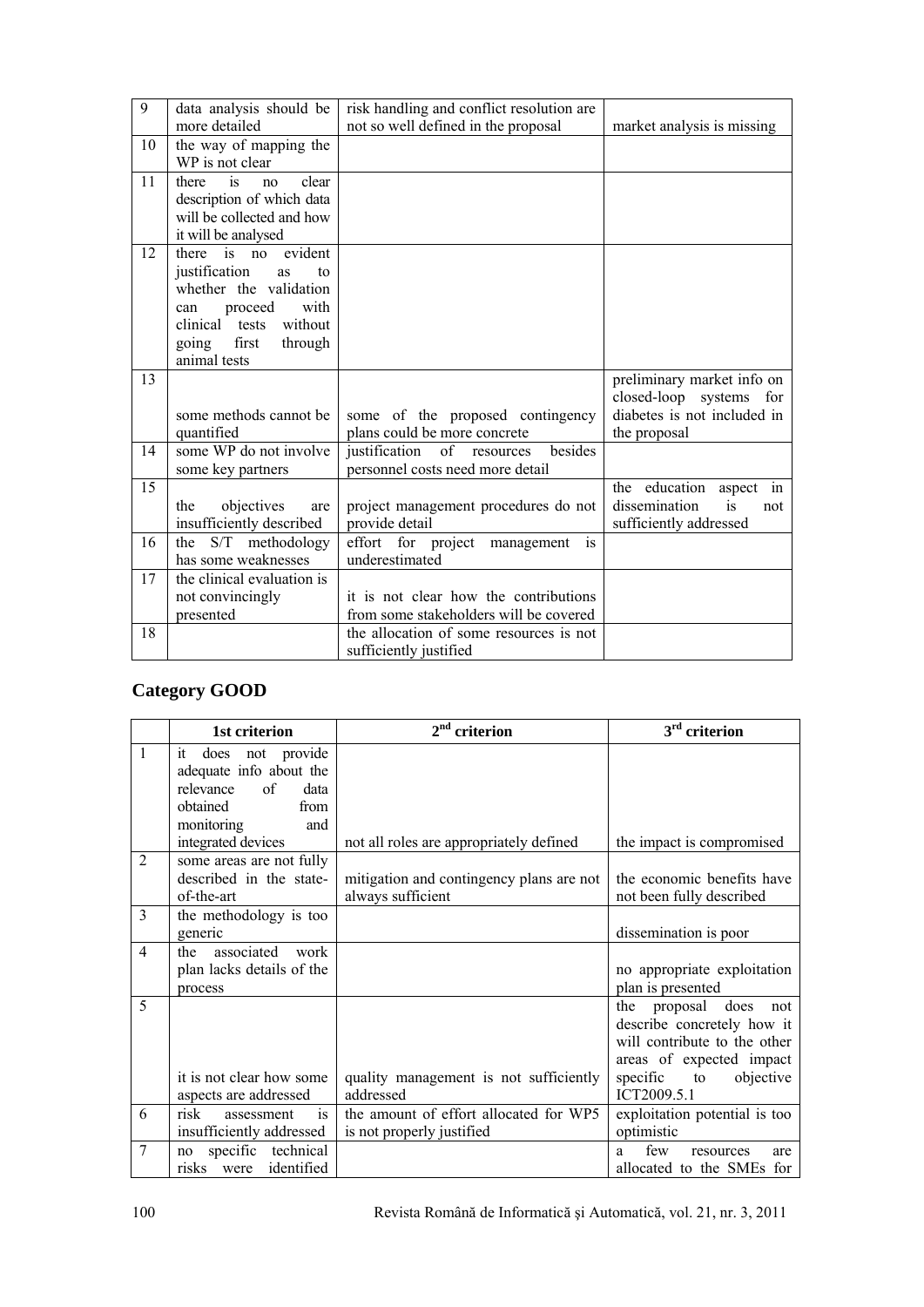| | | | |
|---|---|---|---|
| 9 | data analysis should be more detailed | risk handling and conflict resolution are not so well defined in the proposal | market analysis is missing |
| 10 | the way of mapping the WP is not clear | | |
| 11 | there is no clear description of which data will be collected and how it will be analysed | | |
| 12 | there is no evident justification as to whether the validation can proceed with clinical tests without going first through animal tests | | |
| 13 | some methods cannot be quantified | some of the proposed contingency plans could be more concrete | preliminary market info on closed-loop systems for diabetes is not included in the proposal |
| 14 | some WP do not involve some key partners | justification of resources besides personnel costs need more detail | |
| 15 | the objectives are insufficiently described | project management procedures do not provide detail | the education aspect in dissemination is not sufficiently addressed |
| 16 | the S/T methodology has some weaknesses | effort for project management is underestimated | |
| 17 | the clinical evaluation is not convincingly presented | it is not clear how the contributions from some stakeholders will be covered | |
| 18 | | the allocation of some resources is not sufficiently justified | |

## Category GOOD

| | 1st criterion | 2nd criterion | 3rd criterion |
|---|---|---|---|
| 1 | it does not provide adequate info about the relevance of data obtained from monitoring and integrated devices | not all roles are appropriately defined | the impact is compromised |
| 2 | some areas are not fully described in the state-of-the-art | mitigation and contingency plans are not always sufficient | the economic benefits have not been fully described |
| 3 | the methodology is too generic | | dissemination is poor |
| 4 | the associated work plan lacks details of the process | | no appropriate exploitation plan is presented |
| 5 | it is not clear how some aspects are addressed | quality management is not sufficiently addressed | the proposal does not describe concretely how it will contribute to the other areas of expected impact specific to objective ICT2009.5.1 |
| 6 | risk assessment is insufficiently addressed | the amount of effort allocated for WP5 is not properly justified | exploitation potential is too optimistic |
| 7 | no specific technical risks were identified | | a few resources are allocated to the SMEs for |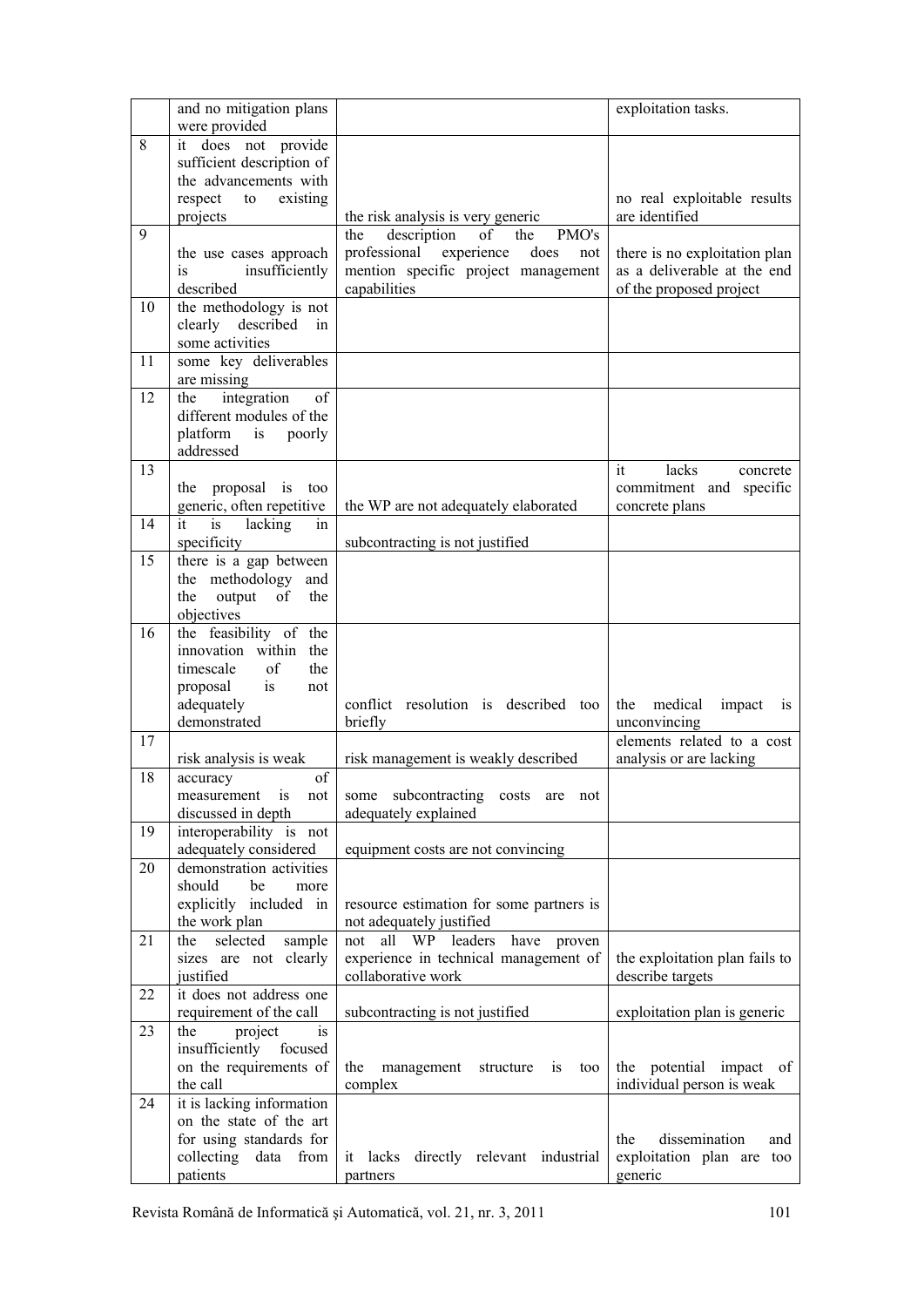| | | | |
|---|---|---|---|
| | and no mitigation plans were provided | | exploitation tasks. |
| 8 | it does not provide sufficient description of the advancements with respect to existing projects | the risk analysis is very generic | no real exploitable results are identified |
| 9 | the use cases approach is insufficiently described | the description of the PMO's professional experience does not mention specific project management capabilities | there is no exploitation plan as a deliverable at the end of the proposed project |
| 10 | the methodology is not clearly described in some activities | | |
| 11 | some key deliverables are missing | | |
| 12 | the integration of different modules of the platform is poorly addressed | | |
| 13 | the proposal is too generic, often repetitive | the WP are not adequately elaborated | it lacks concrete commitment and specific concrete plans |
| 14 | it is lacking in specificity | subcontracting is not justified | |
| 15 | there is a gap between the methodology and the output of the objectives | | |
| 16 | the feasibility of the innovation within the timescale of the proposal is not adequately demonstrated | conflict resolution is described too briefly | the medical impact is unconvincing |
| 17 | risk analysis is weak | risk management is weakly described | elements related to a cost analysis or are lacking |
| 18 | accuracy of measurement is not discussed in depth | some subcontracting costs are not adequately explained | |
| 19 | interoperability is not adequately considered | equipment costs are not convincing | |
| 20 | demonstration activities should be more explicitly included in the work plan | resource estimation for some partners is not adequately justified | |
| 21 | the selected sample sizes are not clearly justified | not all WP leaders have proven experience in technical management of collaborative work | the exploitation plan fails to describe targets |
| 22 | it does not address one requirement of the call | subcontracting is not justified | exploitation plan is generic |
| 23 | the project is insufficiently focused on the requirements of the call | the management structure is too complex | the potential impact of individual person is weak |
| 24 | it is lacking information on the state of the art for using standards for collecting data from patients | it lacks directly relevant industrial partners | the dissemination and exploitation plan are too generic |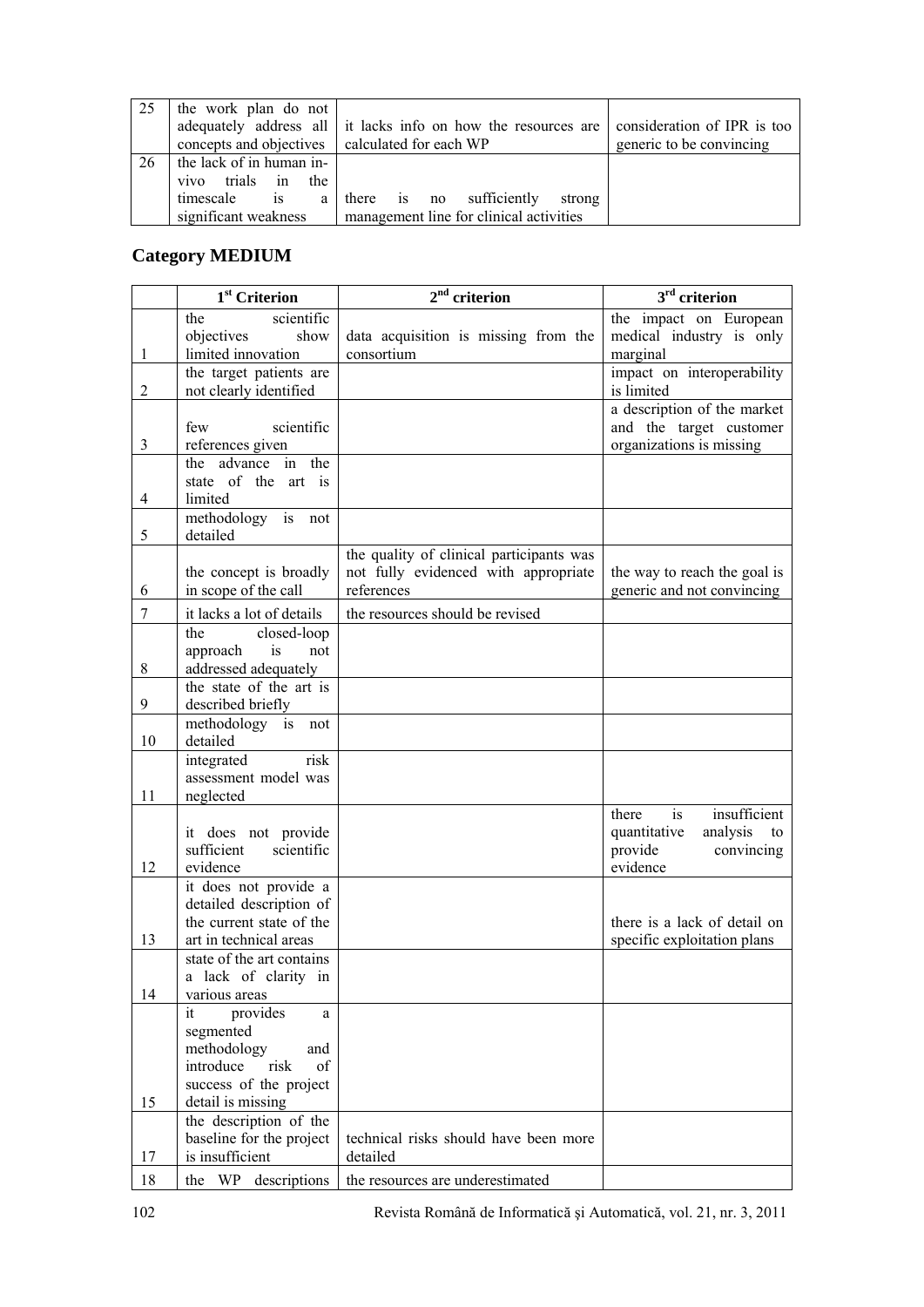| 25 | the work plan do not adequately address all concepts and objectives | it lacks info on how the resources are calculated for each WP | consideration of IPR is too generic to be convincing |
|---|---|---|---|
| 26 | the lack of in human in-vivo trials in the timescale is a significant weakness | there is no sufficiently strong management line for clinical activities | |

## Category MEDIUM

| | 1st Criterion | 2nd criterion | 3rd criterion |
|---|---|---|---|
| 1 | the scientific objectives show limited innovation | data acquisition is missing from the consortium | the impact on European medical industry is only marginal |
| 2 | the target patients are not clearly identified | | impact on interoperability is limited |
| 3 | few scientific references given | | a description of the market and the target customer organizations is missing |
| 4 | the advance in the state of the art is limited | | |
| 5 | methodology is not detailed | | |
| 6 | the concept is broadly in scope of the call | the quality of clinical participants was not fully evidenced with appropriate references | the way to reach the goal is generic and not convincing |
| 7 | it lacks a lot of details | the resources should be revised | |
| 8 | the closed-loop approach is not addressed adequately | | |
| 9 | the state of the art is described briefly | | |
| 10 | methodology is not detailed | | |
| 11 | integrated risk assessment model was neglected | | |
| 12 | it does not provide sufficient scientific evidence | | there is insufficient quantitative analysis to provide convincing evidence |
| 13 | it does not provide a detailed description of the current state of the art in technical areas | | there is a lack of detail on specific exploitation plans |
| 14 | state of the art contains a lack of clarity in various areas | | |
| 15 | it provides a segmented methodology and introduce risk of success of the project detail is missing | | |
| 17 | the description of the baseline for the project is insufficient | technical risks should have been more detailed | |
| 18 | the WP descriptions | the resources are underestimated | |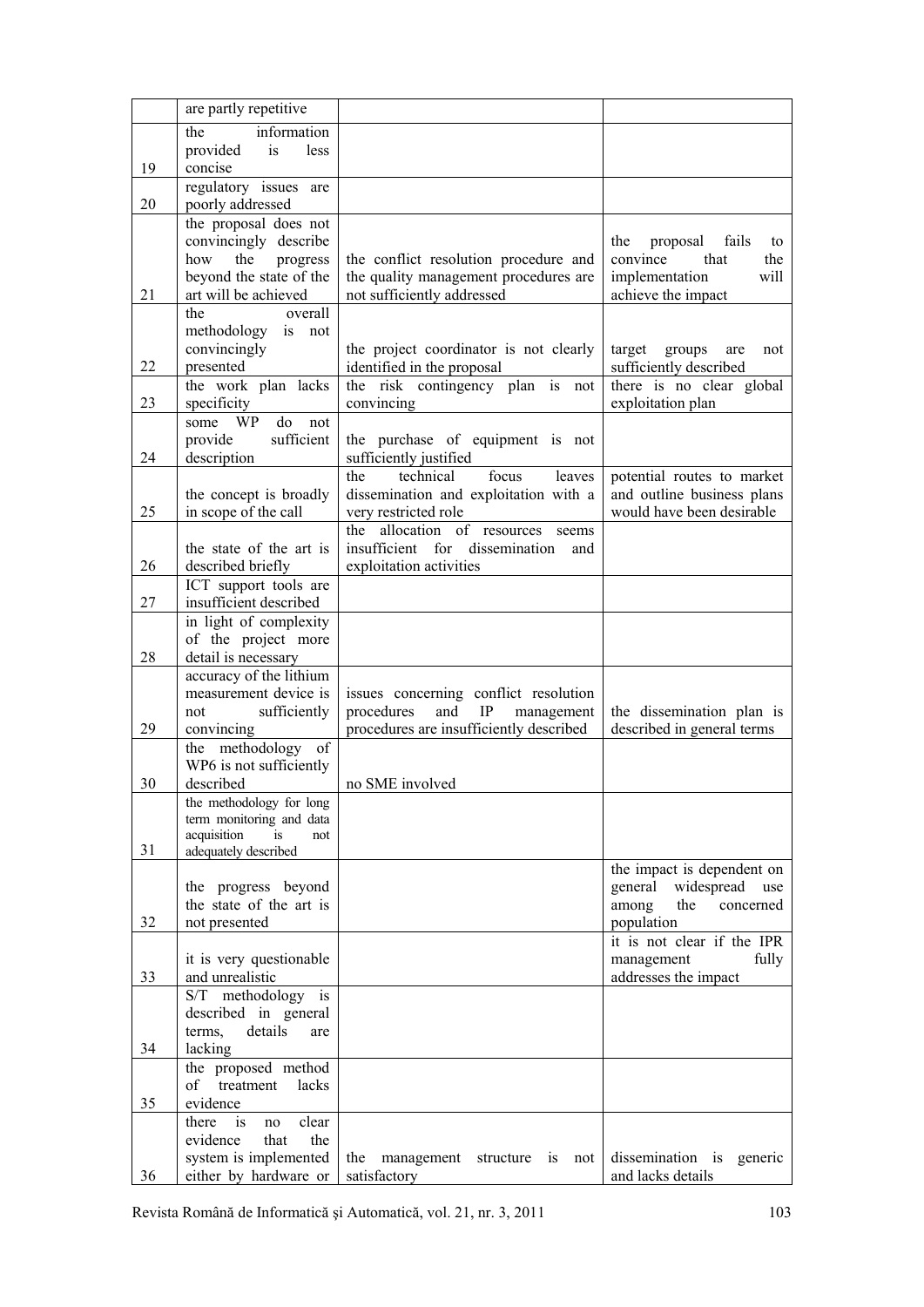| | | | |
|---|---|---|---|
| | are partly repetitive | | |
| 19 | the information provided is less concise | | |
| 20 | regulatory issues are poorly addressed | | |
| 21 | the proposal does not convincingly describe how the progress beyond the state of the art will be achieved | the conflict resolution procedure and the quality management procedures are not sufficiently addressed | the proposal fails to convince that the implementation will achieve the impact |
| 22 | the overall methodology is not convincingly presented | the project coordinator is not clearly identified in the proposal | target groups are not sufficiently described |
| 23 | the work plan lacks specificity | the risk contingency plan is not convincing | there is no clear global exploitation plan |
| 24 | some WP do not provide sufficient description | the purchase of equipment is not sufficiently justified | |
| 25 | the concept is broadly in scope of the call | the technical focus leaves dissemination and exploitation with a very restricted role | potential routes to market and outline business plans would have been desirable |
| 26 | the state of the art is described briefly | the allocation of resources seems insufficient for dissemination and exploitation activities | |
| 27 | ICT support tools are insufficient described | | |
| 28 | in light of complexity of the project more detail is necessary | | |
| 29 | accuracy of the lithium measurement device is not sufficiently convincing | issues concerning conflict resolution procedures and IP management procedures are insufficiently described | the dissemination plan is described in general terms |
| 30 | the methodology of WP6 is not sufficiently described | no SME involved | |
| 31 | the methodology for long term monitoring and data acquisition is not adequately described | | |
| 32 | the progress beyond the state of the art is not presented | | the impact is dependent on general widespread use among the concerned population |
| 33 | it is very questionable and unrealistic | | it is not clear if the IPR management fully addresses the impact |
| 34 | S/T methodology is described in general terms, details are lacking | | |
| 35 | the proposed method of treatment lacks evidence | | |
| 36 | there is no clear evidence that the system is implemented either by hardware or | the management structure is not satisfactory | dissemination is generic and lacks details |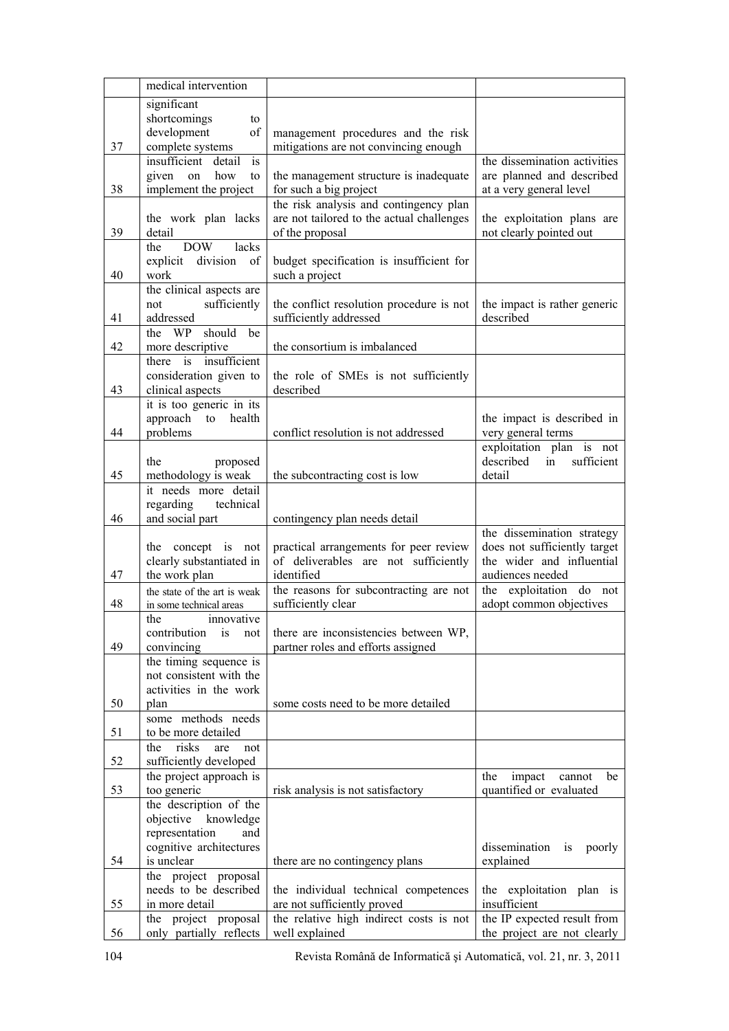| | | | |
|---|---|---|---|
| | medical intervention | | |
| 37 | significant shortcomings to development of complete systems | management procedures and the risk mitigations are not convincing enough | |
| 38 | insufficient detail is given on how to implement the project | the management structure is inadequate for such a big project | the dissemination activities are planned and described at a very general level |
| 39 | the work plan lacks detail | the risk analysis and contingency plan are not tailored to the actual challenges of the proposal | the exploitation plans are not clearly pointed out |
| 40 | the DOW lacks explicit division of work | budget specification is insufficient for such a project | |
| 41 | the clinical aspects are not sufficiently addressed | the conflict resolution procedure is not sufficiently addressed | the impact is rather generic described |
| 42 | the WP should be more descriptive | the consortium is imbalanced | |
| 43 | there is insufficient consideration given to clinical aspects | the role of SMEs is not sufficiently described | |
| 44 | it is too generic in its approach to health problems | conflict resolution is not addressed | the impact is described in very general terms |
| 45 | the proposed methodology is weak | the subcontracting cost is low | exploitation plan is not described in sufficient detail |
| 46 | it needs more detail regarding technical and social part | contingency plan needs detail | |
| 47 | the concept is not clearly substantiated in the work plan | practical arrangements for peer review of deliverables are not sufficiently identified | the dissemination strategy does not sufficiently target the wider and influential audiences needed |
| 48 | the state of the art is weak in some technical areas | the reasons for subcontracting are not sufficiently clear | the exploitation do not adopt common objectives |
| 49 | the innovative contribution is not convincing | there are inconsistencies between WP, partner roles and efforts assigned | |
| 50 | the timing sequence is not consistent with the activities in the work plan | some costs need to be more detailed | |
| 51 | some methods needs to be more detailed | | |
| 52 | the risks are not sufficiently developed | | |
| 53 | the project approach is too generic | risk analysis is not satisfactory | the impact cannot be quantified or evaluated |
| 54 | the description of the objective knowledge representation and cognitive architectures is unclear | there are no contingency plans | dissemination is poorly explained |
| 55 | the project proposal needs to be described in more detail | the individual technical competences are not sufficiently proved | the exploitation plan is insufficient |
| 56 | the project proposal only partially reflects | the relative high indirect costs is not well explained | the IP expected result from the project are not clearly |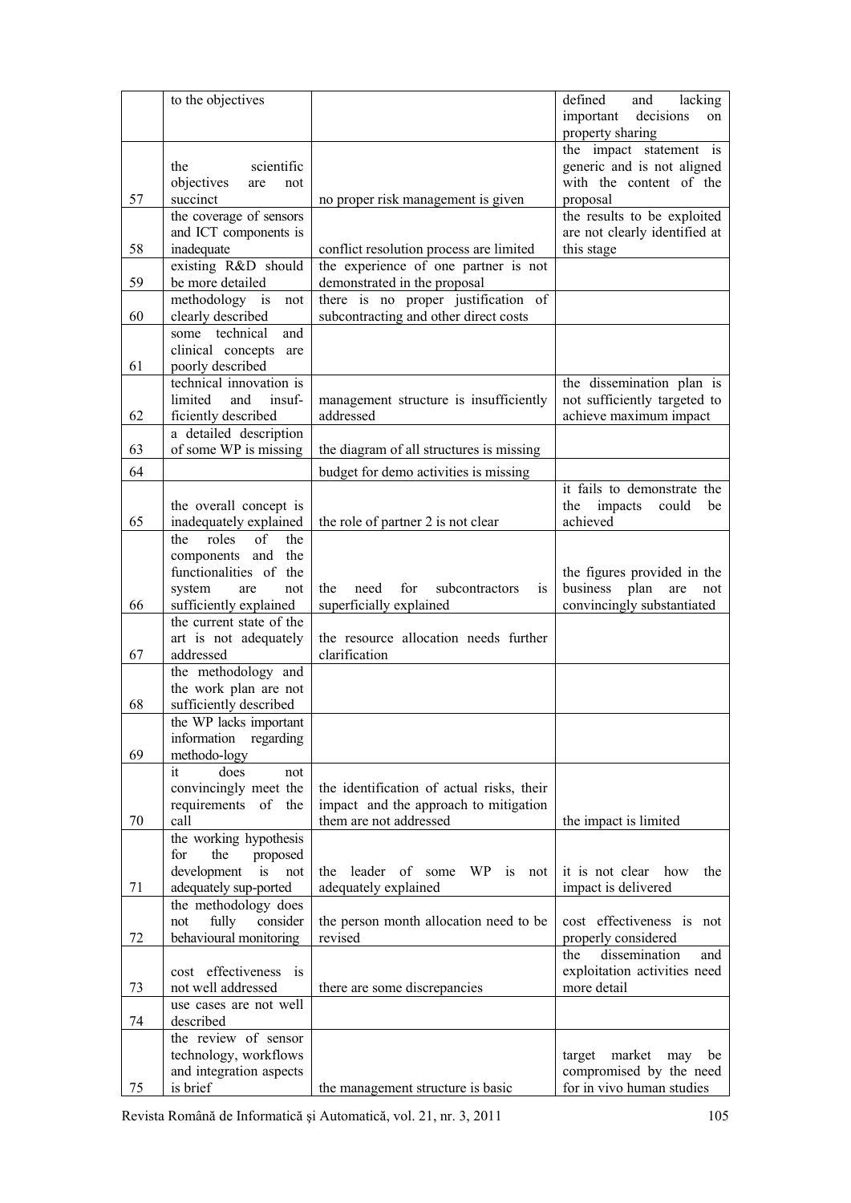| | to the objectives | | defined and lacking important decisions on property sharing |
|---|---|---|---|
| 57 | the scientific objectives are not succinct | no proper risk management is given | the impact statement is generic and is not aligned with the content of the proposal |
| 58 | the coverage of sensors and ICT components is inadequate | conflict resolution process are limited | the results to be exploited are not clearly identified at this stage |
| 59 | existing R&D should be more detailed | the experience of one partner is not demonstrated in the proposal | |
| 60 | methodology is not clearly described | there is no proper justification of subcontracting and other direct costs | |
| 61 | some technical and clinical concepts are poorly described | | |
| 62 | technical innovation is limited and insuf-ficiently described | management structure is insufficiently addressed | the dissemination plan is not sufficiently targeted to achieve maximum impact |
| 63 | a detailed description of some WP is missing | the diagram of all structures is missing | |
| 64 | | budget for demo activities is missing | |
| 65 | the overall concept is inadequately explained | the role of partner 2 is not clear | it fails to demonstrate the the impacts could be achieved |
| 66 | the roles of the components and the functionalities of the system are not sufficiently explained | the need for subcontractors is superficially explained | the figures provided in the business plan are not convincingly substantiated |
| 67 | the current state of the art is not adequately addressed | the resource allocation needs further clarification | |
| 68 | the methodology and the work plan are not sufficiently described | | |
| 69 | the WP lacks important information regarding methodo-logy | | |
| 70 | it does not convincingly meet the requirements of the call | the identification of actual risks, their impact and the approach to mitigation them are not addressed | the impact is limited |
| 71 | the working hypothesis for the proposed development is not adequately sup-ported | the leader of some WP is not adequately explained | it is not clear how the impact is delivered |
| 72 | the methodology does not fully consider behavioural monitoring | the person month allocation need to be revised | cost effectiveness is not properly considered |
| 73 | cost effectiveness is not well addressed | there are some discrepancies | the dissemination and exploitation activities need more detail |
| 74 | use cases are not well described | | |
| 75 | the review of sensor technology, workflows and integration aspects is brief | the management structure is basic | target market may be compromised by the need for in vivo human studies |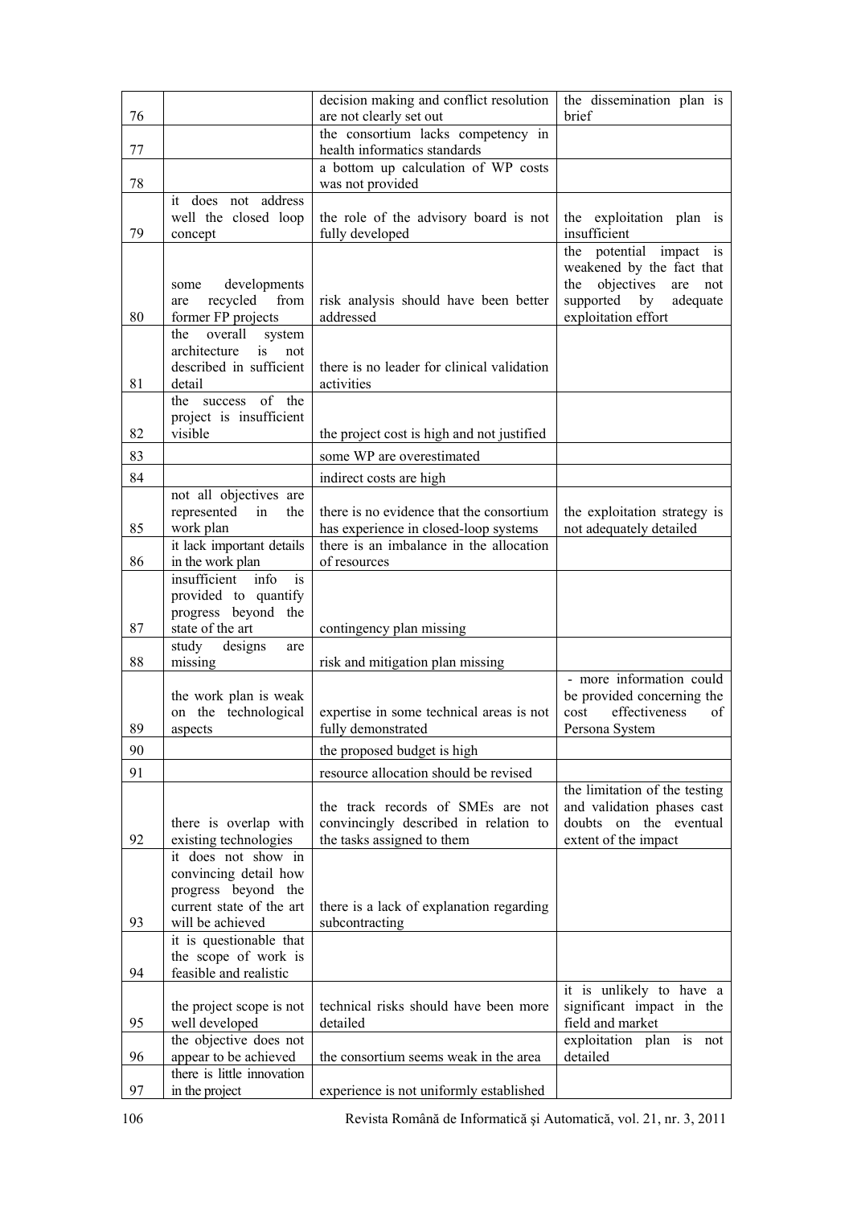| | | | |
|---|---|---|---|
| 76 | | decision making and conflict resolution are not clearly set out | the dissemination plan is brief |
| 77 | | the consortium lacks competency in health informatics standards | |
| 78 | | a bottom up calculation of WP costs was not provided | |
| 79 | it does not address well the closed loop concept | the role of the advisory board is not fully developed | the exploitation plan is insufficient |
| 80 | some developments are recycled from former FP projects | risk analysis should have been better addressed | the potential impact is weakened by the fact that the objectives are not supported by adequate exploitation effort |
| 81 | the overall system architecture is not described in sufficient detail | there is no leader for clinical validation activities | |
| 82 | the success of the project is insufficient visible | the project cost is high and not justified | |
| 83 | | some WP are overestimated | |
| 84 | | indirect costs are high | |
| 85 | not all objectives are represented in the work plan | there is no evidence that the consortium has experience in closed-loop systems | the exploitation strategy is not adequately detailed |
| 86 | it lack important details in the work plan | there is an imbalance in the allocation of resources | |
| 87 | insufficient info is provided to quantify progress beyond the state of the art | contingency plan missing | |
| 88 | study designs are missing | risk and mitigation plan missing | |
| 89 | the work plan is weak on the technological aspects | expertise in some technical areas is not fully demonstrated | - more information could be provided concerning the cost effectiveness of Persona System |
| 90 | | the proposed budget is high | |
| 91 | | resource allocation should be revised | |
| 92 | there is overlap with existing technologies | the track records of SMEs are not convincingly described in relation to the tasks assigned to them | the limitation of the testing and validation phases cast doubts on the eventual extent of the impact |
| 93 | it does not show in convincing detail how progress beyond the current state of the art will be achieved | there is a lack of explanation regarding subcontracting | |
| 94 | it is questionable that the scope of work is feasible and realistic | | |
| 95 | the project scope is not well developed | technical risks should have been more detailed | it is unlikely to have a significant impact in the field and market |
| 96 | the objective does not appear to be achieved | the consortium seems weak in the area | exploitation plan is not detailed |
| 97 | there is little innovation in the project | experience is not uniformly established | |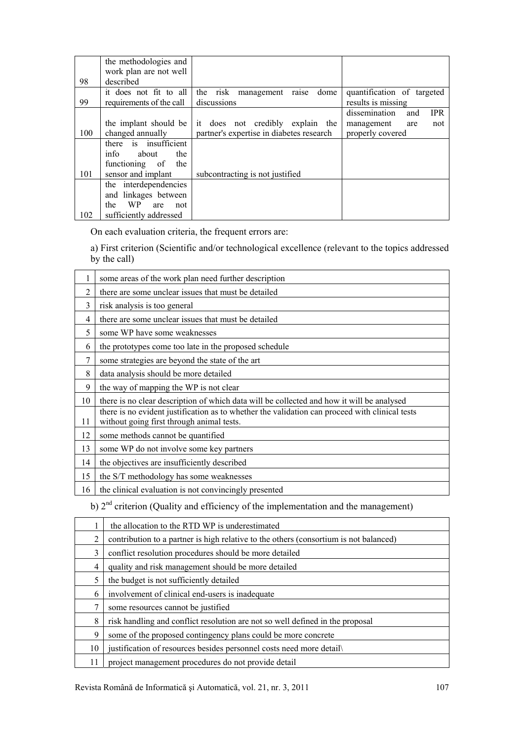| | | | |
|---|---|---|---|
| 98 | the methodologies and work plan are not well described | | |
| 99 | it does not fit to all requirements of the call | the risk management raise dome discussions | quantification of targeted results is missing |
| 100 | the implant should be changed annually | it does not credibly explain the partner's expertise in diabetes research | dissemination and IPR management are not properly covered |
| 101 | there is insufficient info about the functioning of the sensor and implant | subcontracting is not justified | |
| 102 | the interdependencies and linkages between the WP are not sufficiently addressed | | |

On each evaluation criteria, the frequent errors are:

a) First criterion (Scientific and/or technological excellence (relevant to the topics addressed by the call)

| | |
|---|---|
| 1 | some areas of the work plan need further description |
| 2 | there are some unclear issues that must be detailed |
| 3 | risk analysis is too general |
| 4 | there are some unclear issues that must be detailed |
| 5 | some WP have some weaknesses |
| 6 | the prototypes come too late in the proposed schedule |
| 7 | some strategies are beyond the state of the art |
| 8 | data analysis should be more detailed |
| 9 | the way of mapping the WP is not clear |
| 10 | there is no clear description of which data will be collected and how it will be analysed |
| 11 | there is no evident justification as to whether the validation can proceed with clinical tests without going first through animal tests. |
| 12 | some methods cannot be quantified |
| 13 | some WP do not involve some key partners |
| 14 | the objectives are insufficiently described |
| 15 | the S/T methodology has some weaknesses |
| 16 | the clinical evaluation is not convincingly presented |

b) 2nd criterion (Quality and efficiency of the implementation and the management)

| | |
|---|---|
| 1 | the allocation to the RTD WP is underestimated |
| 2 | contribution to a partner is high relative to the others (consortium is not balanced) |
| 3 | conflict resolution procedures should be more detailed |
| 4 | quality and risk management should be more detailed |
| 5 | the budget is not sufficiently detailed |
| 6 | involvement of clinical end-users is inadequate |
| 7 | some resources cannot be justified |
| 8 | risk handling and conflict resolution are not so well defined in the proposal |
| 9 | some of the proposed contingency plans could be more concrete |
| 10 | justification of resources besides personnel costs need more detail\ |
| 11 | project management procedures do not provide detail |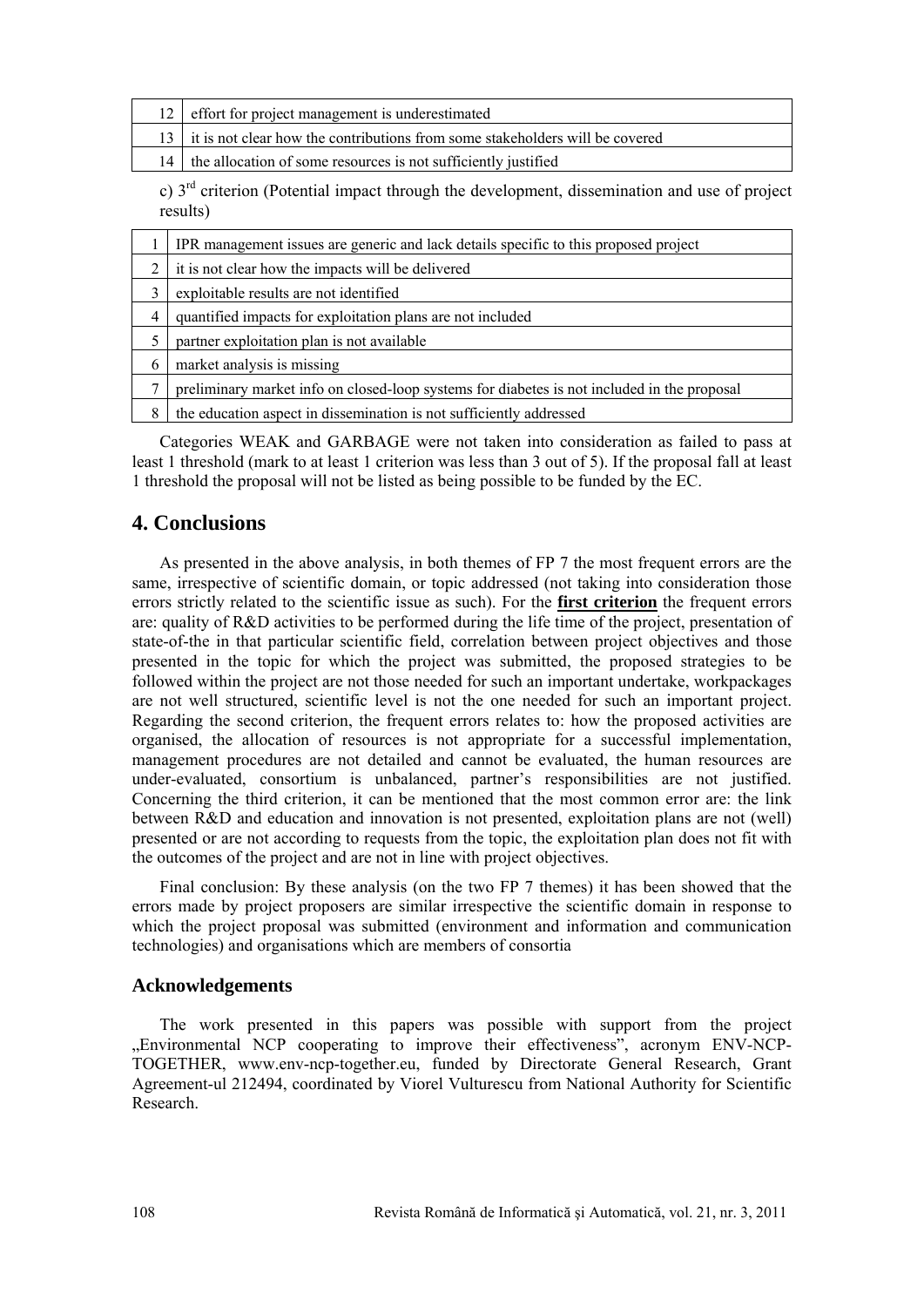| | |
|---|---|
| 12 | effort for project management is underestimated |
| 13 | it is not clear how the contributions from some stakeholders will be covered |
| 14 | the allocation of some resources is not sufficiently justified |

c) 3[rd] criterion (Potential impact through the development, dissemination and use of project results)

| | |
|---|---|
| 1 | IPR management issues are generic and lack details specific to this proposed project |
| 2 | it is not clear how the impacts will be delivered |
| 3 | exploitable results are not identified |
| 4 | quantified impacts for exploitation plans are not included |
| 5 | partner exploitation plan is not available |
| 6 | market analysis is missing |
| 7 | preliminary market info on closed-loop systems for diabetes is not included in the proposal |
| 8 | the education aspect in dissemination is not sufficiently addressed |

Categories WEAK and GARBAGE were not taken into consideration as failed to pass at least 1 threshold (mark to at least 1 criterion was less than 3 out of 5). If the proposal fall at least 1 threshold the proposal will not be listed as being possible to be funded by the EC.

## 4. Conclusions

As presented in the above analysis, in both themes of FP 7 the most frequent errors are the same, irrespective of scientific domain, or topic addressed (not taking into consideration those errors strictly related to the scientific issue as such). For the **first criterion** the frequent errors are: quality of R&D activities to be performed during the life time of the project, presentation of state-of-the in that particular scientific field, correlation between project objectives and those presented in the topic for which the project was submitted, the proposed strategies to be followed within the project are not those needed for such an important undertake, workpackages are not well structured, scientific level is not the one needed for such an important project. Regarding the second criterion, the frequent errors relates to: how the proposed activities are organised, the allocation of resources is not appropriate for a successful implementation, management procedures are not detailed and cannot be evaluated, the human resources are under-evaluated, consortium is unbalanced, partner's responsibilities are not justified. Concerning the third criterion, it can be mentioned that the most common error are: the link between R&D and education and innovation is not presented, exploitation plans are not (well) presented or are not according to requests from the topic, the exploitation plan does not fit with the outcomes of the project and are not in line with project objectives.

Final conclusion: By these analysis (on the two FP 7 themes) it has been showed that the errors made by project proposers are similar irrespective the scientific domain in response to which the project proposal was submitted (environment and information and communication technologies) and organisations which are members of consortia

### Acknowledgements

The work presented in this papers was possible with support from the project „Environmental NCP cooperating to improve their effectiveness", acronym ENV-NCP-TOGETHER, www.env-ncp-together.eu, funded by Directorate General Research, Grant Agreement-ul 212494, coordinated by Viorel Vulturescu from National Authority for Scientific Research.